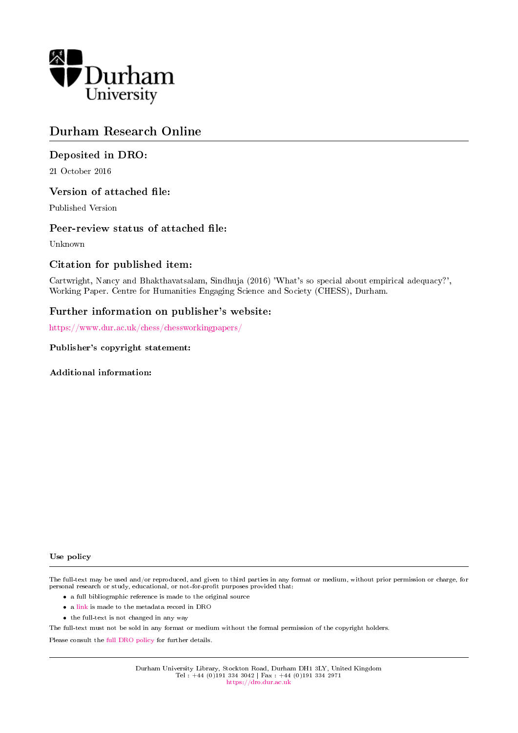Durham University

# Durham Research Online

## Deposited in DRO:

21 October 2016

## Version of attached file:

Published Version

## Peer-review status of attached file:

Unknown

## Citation for published item:

Cartwright, Nancy and Bhakthavatsalam, Sindhuja (2016) 'What's so special about empirical adequacy?', Working Paper. Centre for Humanities Engaging Science and Society (CHESS), Durham.

## Further information on publisher's website:

https://www.dur.ac.uk/chess/chessworkingpapers/

**Publisher's copyright statement:**

**Additional information:**

**Use policy**

The full-text may be used and/or reproduced, and given to third parties in any format or medium, without prior permission or charge, for personal research or study, educational, or not-for-profit purposes provided that:

- a full bibliographic reference is made to the original source
- a link is made to the metadata record in DRO
- the full-text is not changed in any way

The full-text must not be sold in any format or medium without the formal permission of the copyright holders.

Please consult the full DRO policy for further details.

Durham University Library, Stockton Road, Durham DH1 3LY, United Kingdom
Tel : +44 (0)191 334 3042 | Fax : +44 (0)191 334 2971
https://dro.dur.ac.uk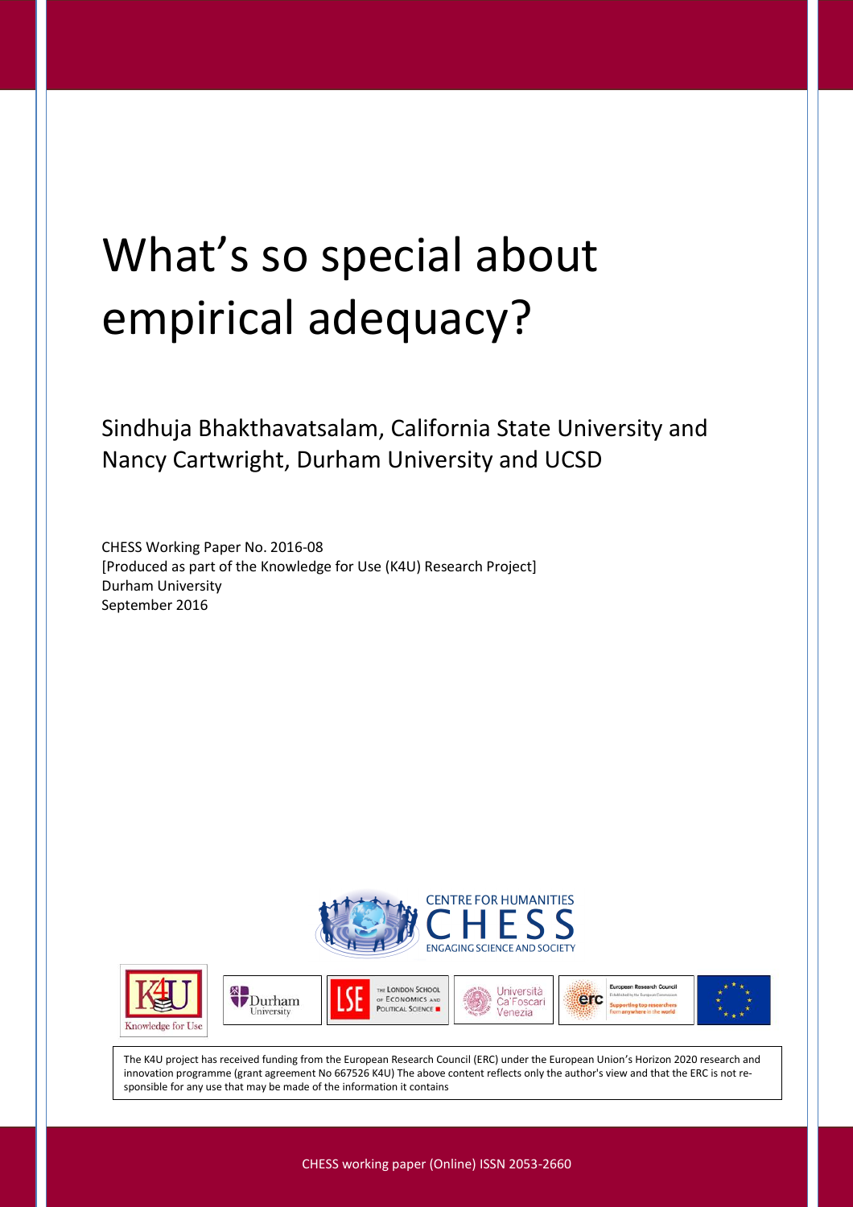# What's so special about empirical adequacy?

Sindhuja Bhakthavatsalam, California State University and
Nancy Cartwright, Durham University and UCSD

CHESS Working Paper No. 2016-08
[Produced as part of the Knowledge for Use (K4U) Research Project]
Durham University
September 2016

The K4U project has received funding from the European Research Council (ERC) under the European Union's Horizon 2020 research and innovation programme (grant agreement No 667526 K4U) The above content reflects only the author's view and that the ERC is not responsible for any use that may be made of the information it contains

CHESS working paper (Online) ISSN 2053-2660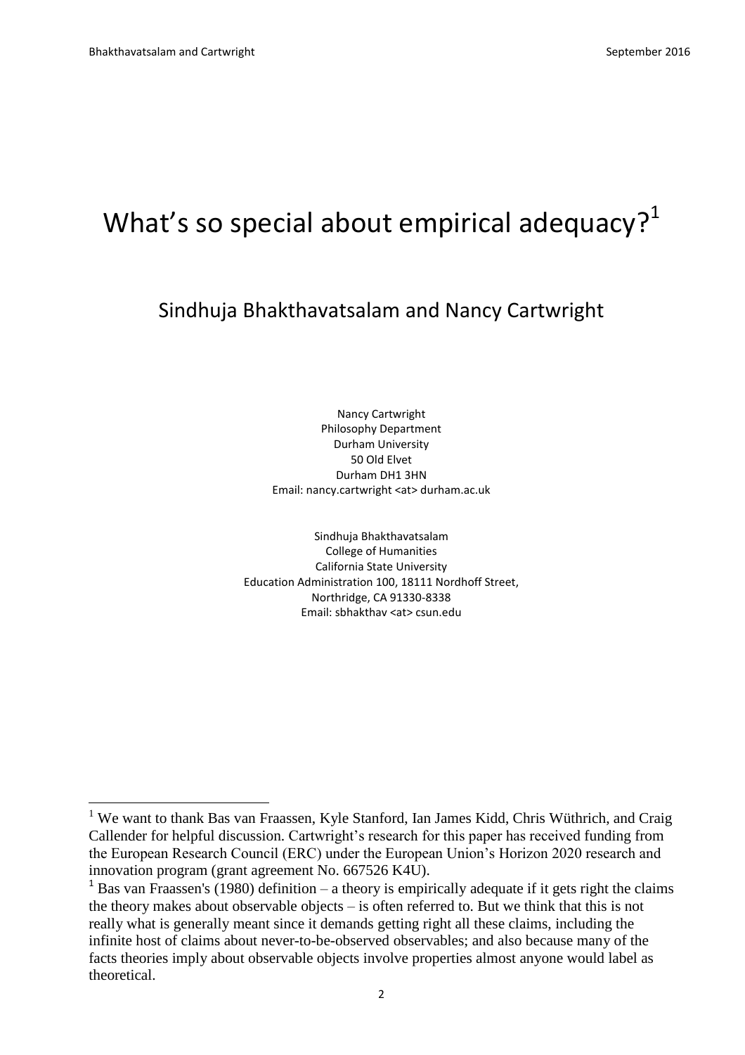# What's so special about empirical adequacy?[1]

## Sindhuja Bhakthavatsalam and Nancy Cartwright

Nancy Cartwright
Philosophy Department
Durham University
50 Old Elvet
Durham DH1 3HN
Email: nancy.cartwright <at> durham.ac.uk

Sindhuja Bhakthavatsalam
College of Humanities
California State University
Education Administration 100, 18111 Nordhoff Street,
Northridge, CA 91330-8338
Email: sbhakthav <at> csun.edu

---

[1] We want to thank Bas van Fraassen, Kyle Stanford, Ian James Kidd, Chris Wüthrich, and Craig Callender for helpful discussion. Cartwright's research for this paper has received funding from the European Research Council (ERC) under the European Union's Horizon 2020 research and innovation program (grant agreement No. 667526 K4U).

[1] Bas van Fraassen's (1980) definition – a theory is empirically adequate if it gets right the claims the theory makes about observable objects – is often referred to. But we think that this is not really what is generally meant since it demands getting right all these claims, including the infinite host of claims about never-to-be-observed observables; and also because many of the facts theories imply about observable objects involve properties almost anyone would label as theoretical.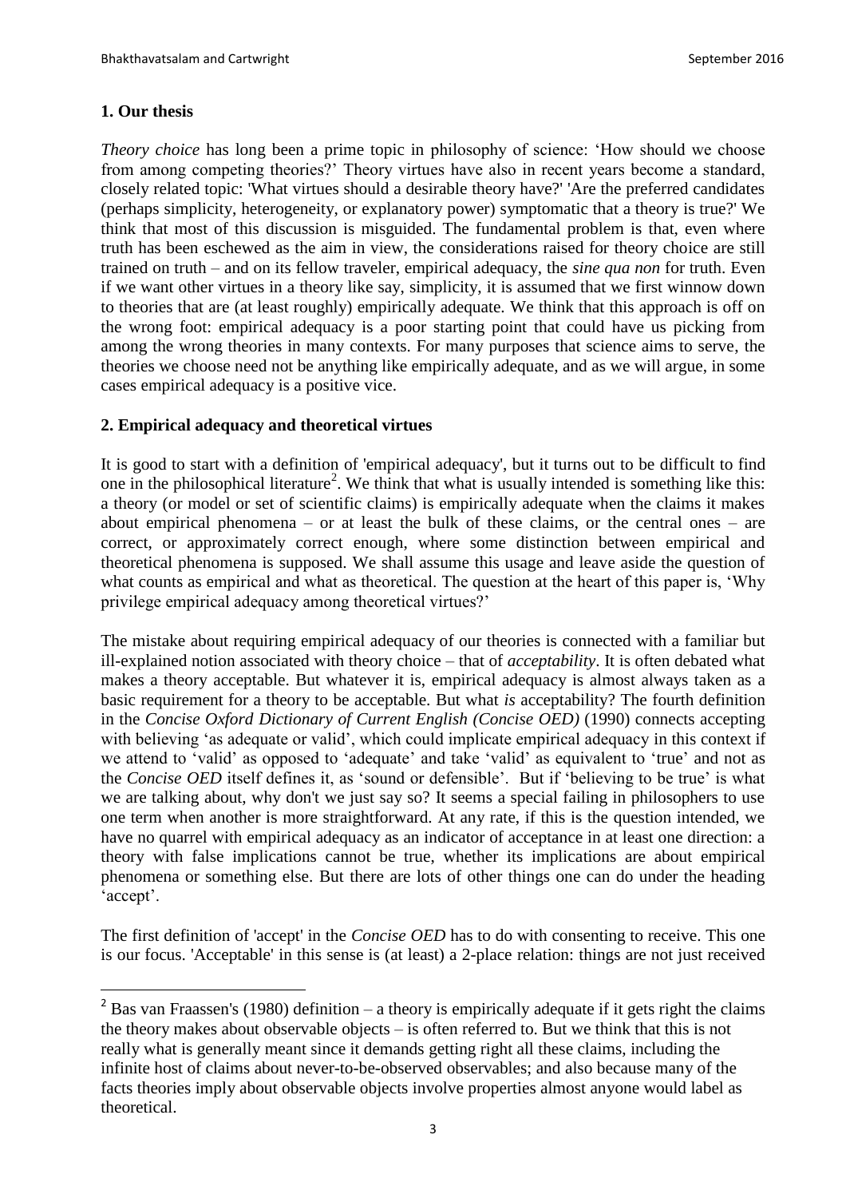## 1. Our thesis

*Theory choice* has long been a prime topic in philosophy of science: 'How should we choose from among competing theories?' Theory virtues have also in recent years become a standard, closely related topic: 'What virtues should a desirable theory have?' 'Are the preferred candidates (perhaps simplicity, heterogeneity, or explanatory power) symptomatic that a theory is true?' We think that most of this discussion is misguided. The fundamental problem is that, even where truth has been eschewed as the aim in view, the considerations raised for theory choice are still trained on truth – and on its fellow traveler, empirical adequacy, the *sine qua non* for truth. Even if we want other virtues in a theory like say, simplicity, it is assumed that we first winnow down to theories that are (at least roughly) empirically adequate. We think that this approach is off on the wrong foot: empirical adequacy is a poor starting point that could have us picking from among the wrong theories in many contexts. For many purposes that science aims to serve, the theories we choose need not be anything like empirically adequate, and as we will argue, in some cases empirical adequacy is a positive vice.

## 2. Empirical adequacy and theoretical virtues

It is good to start with a definition of 'empirical adequacy', but it turns out to be difficult to find one in the philosophical literature[2]. We think that what is usually intended is something like this: a theory (or model or set of scientific claims) is empirically adequate when the claims it makes about empirical phenomena – or at least the bulk of these claims, or the central ones – are correct, or approximately correct enough, where some distinction between empirical and theoretical phenomena is supposed. We shall assume this usage and leave aside the question of what counts as empirical and what as theoretical. The question at the heart of this paper is, 'Why privilege empirical adequacy among theoretical virtues?'

The mistake about requiring empirical adequacy of our theories is connected with a familiar but ill-explained notion associated with theory choice – that of *acceptability*. It is often debated what makes a theory acceptable. But whatever it is, empirical adequacy is almost always taken as a basic requirement for a theory to be acceptable. But what *is* acceptability? The fourth definition in the *Concise Oxford Dictionary of Current English (Concise OED)* (1990) connects accepting with believing 'as adequate or valid', which could implicate empirical adequacy in this context if we attend to 'valid' as opposed to 'adequate' and take 'valid' as equivalent to 'true' and not as the *Concise OED* itself defines it, as 'sound or defensible'. But if 'believing to be true' is what we are talking about, why don't we just say so? It seems a special failing in philosophers to use one term when another is more straightforward. At any rate, if this is the question intended, we have no quarrel with empirical adequacy as an indicator of acceptance in at least one direction: a theory with false implications cannot be true, whether its implications are about empirical phenomena or something else. But there are lots of other things one can do under the heading 'accept'.

The first definition of 'accept' in the *Concise OED* has to do with consenting to receive. This one is our focus. 'Acceptable' in this sense is (at least) a 2-place relation: things are not just received

[2] Bas van Fraassen's (1980) definition – a theory is empirically adequate if it gets right the claims the theory makes about observable objects – is often referred to. But we think that this is not really what is generally meant since it demands getting right all these claims, including the infinite host of claims about never-to-be-observed observables; and also because many of the facts theories imply about observable objects involve properties almost anyone would label as theoretical.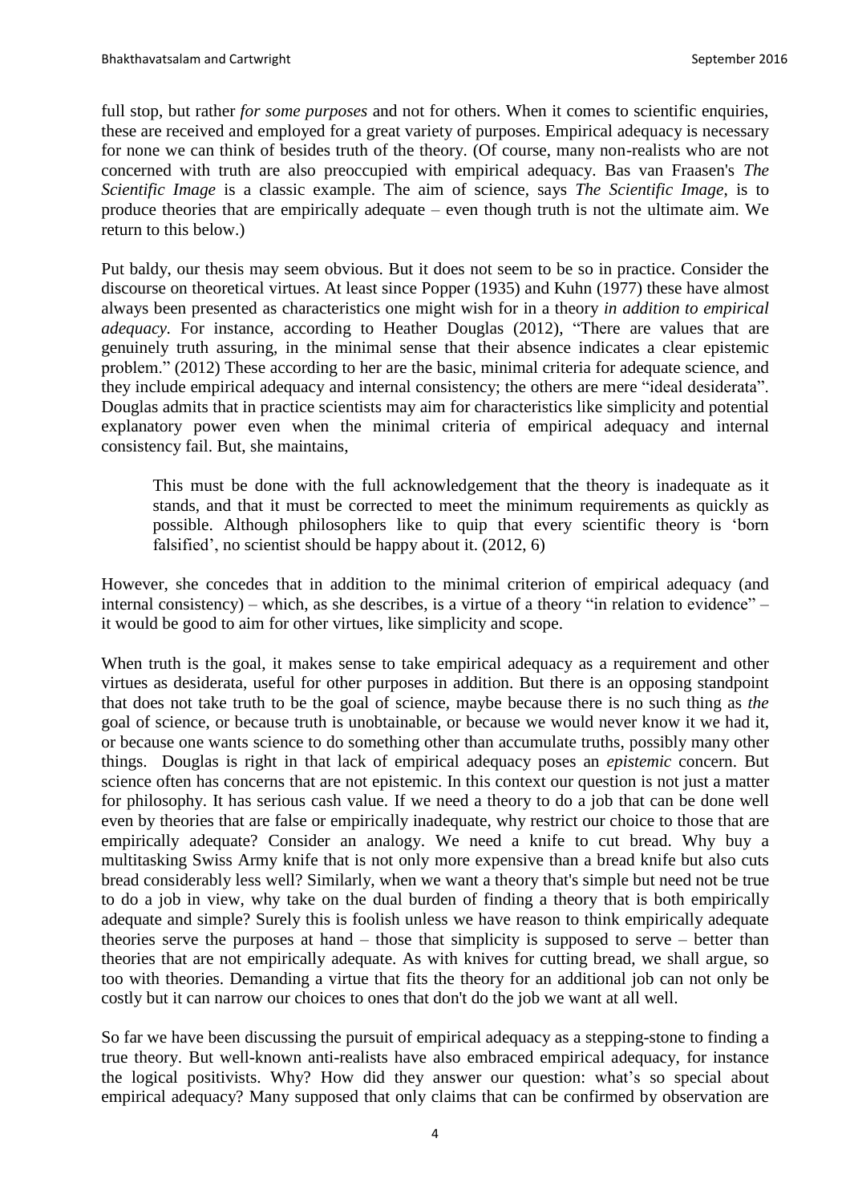full stop, but rather *for some purposes* and not for others. When it comes to scientific enquiries, these are received and employed for a great variety of purposes. Empirical adequacy is necessary for none we can think of besides truth of the theory. (Of course, many non-realists who are not concerned with truth are also preoccupied with empirical adequacy. Bas van Fraasen's *The Scientific Image* is a classic example. The aim of science, says *The Scientific Image*, is to produce theories that are empirically adequate – even though truth is not the ultimate aim. We return to this below.)

Put baldy, our thesis may seem obvious. But it does not seem to be so in practice. Consider the discourse on theoretical virtues. At least since Popper (1935) and Kuhn (1977) these have almost always been presented as characteristics one might wish for in a theory *in addition to empirical adequacy*. For instance, according to Heather Douglas (2012), "There are values that are genuinely truth assuring, in the minimal sense that their absence indicates a clear epistemic problem." (2012) These according to her are the basic, minimal criteria for adequate science, and they include empirical adequacy and internal consistency; the others are mere "ideal desiderata". Douglas admits that in practice scientists may aim for characteristics like simplicity and potential explanatory power even when the minimal criteria of empirical adequacy and internal consistency fail. But, she maintains,

> This must be done with the full acknowledgement that the theory is inadequate as it stands, and that it must be corrected to meet the minimum requirements as quickly as possible. Although philosophers like to quip that every scientific theory is 'born falsified', no scientist should be happy about it. (2012, 6)

However, she concedes that in addition to the minimal criterion of empirical adequacy (and internal consistency) – which, as she describes, is a virtue of a theory "in relation to evidence" – it would be good to aim for other virtues, like simplicity and scope.

When truth is the goal, it makes sense to take empirical adequacy as a requirement and other virtues as desiderata, useful for other purposes in addition. But there is an opposing standpoint that does not take truth to be the goal of science, maybe because there is no such thing as *the* goal of science, or because truth is unobtainable, or because we would never know it we had it, or because one wants science to do something other than accumulate truths, possibly many other things. Douglas is right in that lack of empirical adequacy poses an *epistemic* concern. But science often has concerns that are not epistemic. In this context our question is not just a matter for philosophy. It has serious cash value. If we need a theory to do a job that can be done well even by theories that are false or empirically inadequate, why restrict our choice to those that are empirically adequate? Consider an analogy. We need a knife to cut bread. Why buy a multitasking Swiss Army knife that is not only more expensive than a bread knife but also cuts bread considerably less well? Similarly, when we want a theory that's simple but need not be true to do a job in view, why take on the dual burden of finding a theory that is both empirically adequate and simple? Surely this is foolish unless we have reason to think empirically adequate theories serve the purposes at hand – those that simplicity is supposed to serve – better than theories that are not empirically adequate. As with knives for cutting bread, we shall argue, so too with theories. Demanding a virtue that fits the theory for an additional job can not only be costly but it can narrow our choices to ones that don't do the job we want at all well.

So far we have been discussing the pursuit of empirical adequacy as a stepping-stone to finding a true theory. But well-known anti-realists have also embraced empirical adequacy, for instance the logical positivists. Why? How did they answer our question: what's so special about empirical adequacy? Many supposed that only claims that can be confirmed by observation are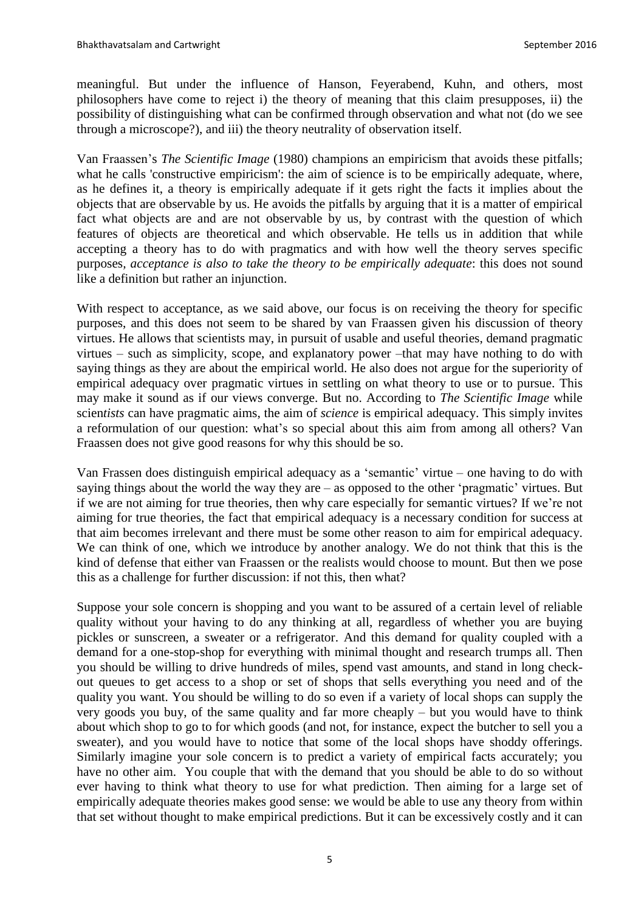meaningful. But under the influence of Hanson, Feyerabend, Kuhn, and others, most philosophers have come to reject i) the theory of meaning that this claim presupposes, ii) the possibility of distinguishing what can be confirmed through observation and what not (do we see through a microscope?), and iii) the theory neutrality of observation itself.

Van Fraassen's *The Scientific Image* (1980) champions an empiricism that avoids these pitfalls; what he calls 'constructive empiricism': the aim of science is to be empirically adequate, where, as he defines it, a theory is empirically adequate if it gets right the facts it implies about the objects that are observable by us. He avoids the pitfalls by arguing that it is a matter of empirical fact what objects are and are not observable by us, by contrast with the question of which features of objects are theoretical and which observable. He tells us in addition that while accepting a theory has to do with pragmatics and with how well the theory serves specific purposes, *acceptance is also to take the theory to be empirically adequate*: this does not sound like a definition but rather an injunction.

With respect to acceptance, as we said above, our focus is on receiving the theory for specific purposes, and this does not seem to be shared by van Fraassen given his discussion of theory virtues. He allows that scientists may, in pursuit of usable and useful theories, demand pragmatic virtues – such as simplicity, scope, and explanatory power –that may have nothing to do with saying things as they are about the empirical world. He also does not argue for the superiority of empirical adequacy over pragmatic virtues in settling on what theory to use or to pursue. This may make it sound as if our views converge. But no. According to *The Scientific Image* while scien*tists* can have pragmatic aims, the aim of *science* is empirical adequacy. This simply invites a reformulation of our question: what's so special about this aim from among all others? Van Fraassen does not give good reasons for why this should be so.

Van Frassen does distinguish empirical adequacy as a 'semantic' virtue – one having to do with saying things about the world the way they are – as opposed to the other 'pragmatic' virtues. But if we are not aiming for true theories, then why care especially for semantic virtues? If we're not aiming for true theories, the fact that empirical adequacy is a necessary condition for success at that aim becomes irrelevant and there must be some other reason to aim for empirical adequacy. We can think of one, which we introduce by another analogy. We do not think that this is the kind of defense that either van Fraassen or the realists would choose to mount. But then we pose this as a challenge for further discussion: if not this, then what?

Suppose your sole concern is shopping and you want to be assured of a certain level of reliable quality without your having to do any thinking at all, regardless of whether you are buying pickles or sunscreen, a sweater or a refrigerator. And this demand for quality coupled with a demand for a one-stop-shop for everything with minimal thought and research trumps all. Then you should be willing to drive hundreds of miles, spend vast amounts, and stand in long check-out queues to get access to a shop or set of shops that sells everything you need and of the quality you want. You should be willing to do so even if a variety of local shops can supply the very goods you buy, of the same quality and far more cheaply – but you would have to think about which shop to go to for which goods (and not, for instance, expect the butcher to sell you a sweater), and you would have to notice that some of the local shops have shoddy offerings. Similarly imagine your sole concern is to predict a variety of empirical facts accurately; you have no other aim. You couple that with the demand that you should be able to do so without ever having to think what theory to use for what prediction. Then aiming for a large set of empirically adequate theories makes good sense: we would be able to use any theory from within that set without thought to make empirical predictions. But it can be excessively costly and it can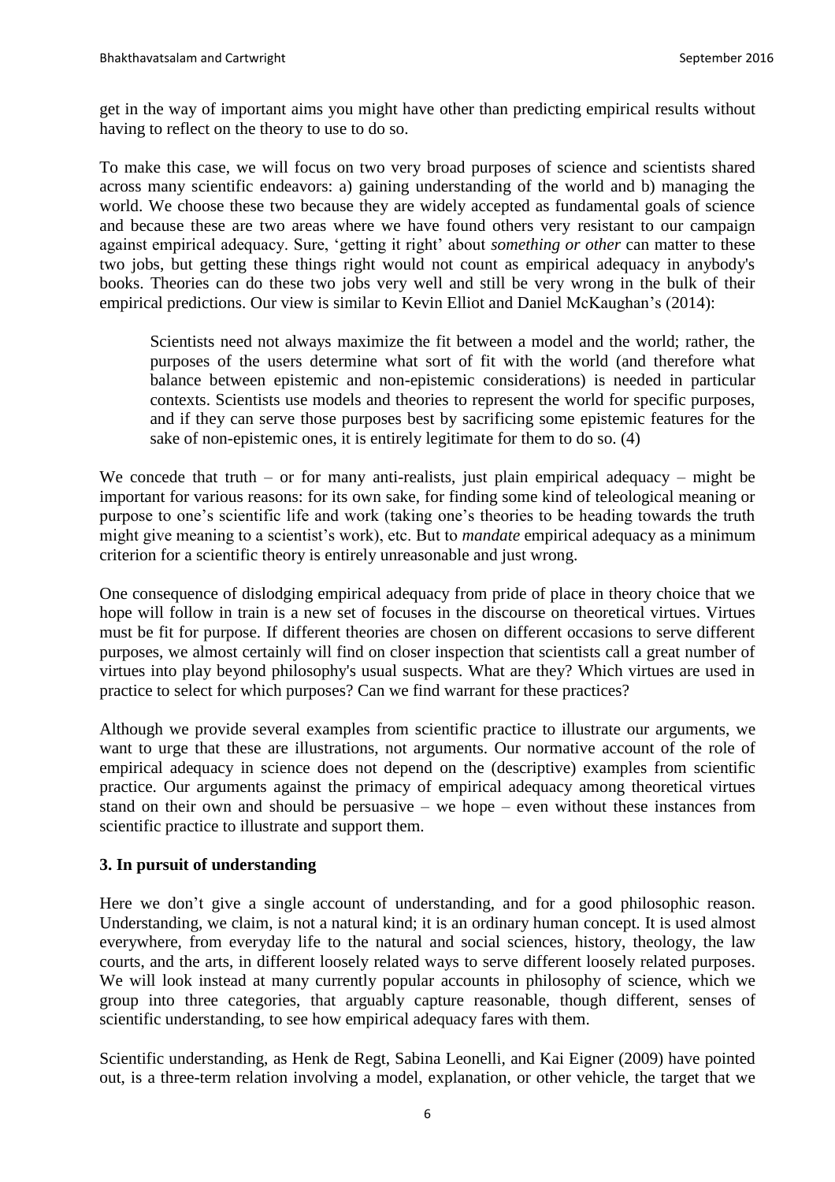get in the way of important aims you might have other than predicting empirical results without having to reflect on the theory to use to do so.

To make this case, we will focus on two very broad purposes of science and scientists shared across many scientific endeavors: a) gaining understanding of the world and b) managing the world. We choose these two because they are widely accepted as fundamental goals of science and because these are two areas where we have found others very resistant to our campaign against empirical adequacy. Sure, 'getting it right' about *something or other* can matter to these two jobs, but getting these things right would not count as empirical adequacy in anybody's books. Theories can do these two jobs very well and still be very wrong in the bulk of their empirical predictions. Our view is similar to Kevin Elliot and Daniel McKaughan's (2014):

> Scientists need not always maximize the fit between a model and the world; rather, the purposes of the users determine what sort of fit with the world (and therefore what balance between epistemic and non-epistemic considerations) is needed in particular contexts. Scientists use models and theories to represent the world for specific purposes, and if they can serve those purposes best by sacrificing some epistemic features for the sake of non-epistemic ones, it is entirely legitimate for them to do so. (4)

We concede that truth – or for many anti-realists, just plain empirical adequacy – might be important for various reasons: for its own sake, for finding some kind of teleological meaning or purpose to one's scientific life and work (taking one's theories to be heading towards the truth might give meaning to a scientist's work), etc. But to *mandate* empirical adequacy as a minimum criterion for a scientific theory is entirely unreasonable and just wrong.

One consequence of dislodging empirical adequacy from pride of place in theory choice that we hope will follow in train is a new set of focuses in the discourse on theoretical virtues. Virtues must be fit for purpose. If different theories are chosen on different occasions to serve different purposes, we almost certainly will find on closer inspection that scientists call a great number of virtues into play beyond philosophy's usual suspects. What are they? Which virtues are used in practice to select for which purposes? Can we find warrant for these practices?

Although we provide several examples from scientific practice to illustrate our arguments, we want to urge that these are illustrations, not arguments. Our normative account of the role of empirical adequacy in science does not depend on the (descriptive) examples from scientific practice. Our arguments against the primacy of empirical adequacy among theoretical virtues stand on their own and should be persuasive – we hope – even without these instances from scientific practice to illustrate and support them.

## 3. In pursuit of understanding

Here we don't give a single account of understanding, and for a good philosophic reason. Understanding, we claim, is not a natural kind; it is an ordinary human concept. It is used almost everywhere, from everyday life to the natural and social sciences, history, theology, the law courts, and the arts, in different loosely related ways to serve different loosely related purposes. We will look instead at many currently popular accounts in philosophy of science, which we group into three categories, that arguably capture reasonable, though different, senses of scientific understanding, to see how empirical adequacy fares with them.

Scientific understanding, as Henk de Regt, Sabina Leonelli, and Kai Eigner (2009) have pointed out, is a three-term relation involving a model, explanation, or other vehicle, the target that we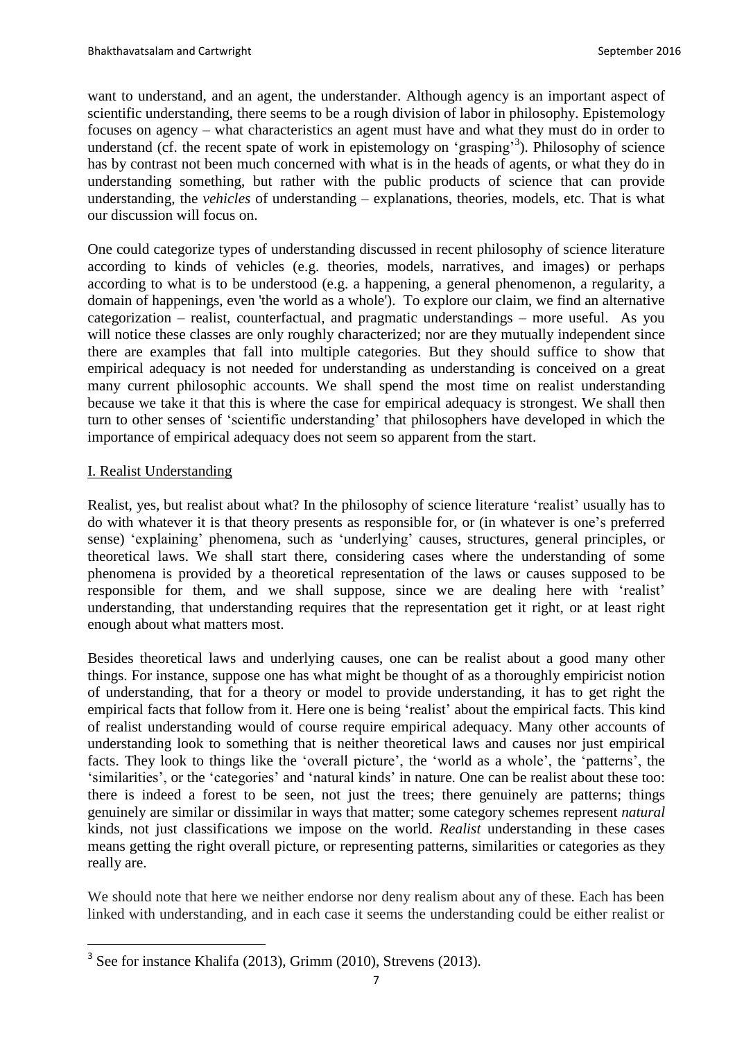want to understand, and an agent, the understander. Although agency is an important aspect of scientific understanding, there seems to be a rough division of labor in philosophy. Epistemology focuses on agency – what characteristics an agent must have and what they must do in order to understand (cf. the recent spate of work in epistemology on 'grasping'[3]). Philosophy of science has by contrast not been much concerned with what is in the heads of agents, or what they do in understanding something, but rather with the public products of science that can provide understanding, the *vehicles* of understanding – explanations, theories, models, etc. That is what our discussion will focus on.

One could categorize types of understanding discussed in recent philosophy of science literature according to kinds of vehicles (e.g. theories, models, narratives, and images) or perhaps according to what is to be understood (e.g. a happening, a general phenomenon, a regularity, a domain of happenings, even 'the world as a whole'). To explore our claim, we find an alternative categorization – realist, counterfactual, and pragmatic understandings – more useful. As you will notice these classes are only roughly characterized; nor are they mutually independent since there are examples that fall into multiple categories. But they should suffice to show that empirical adequacy is not needed for understanding as understanding is conceived on a great many current philosophic accounts. We shall spend the most time on realist understanding because we take it that this is where the case for empirical adequacy is strongest. We shall then turn to other senses of 'scientific understanding' that philosophers have developed in which the importance of empirical adequacy does not seem so apparent from the start.

## I. Realist Understanding

Realist, yes, but realist about what? In the philosophy of science literature 'realist' usually has to do with whatever it is that theory presents as responsible for, or (in whatever is one's preferred sense) 'explaining' phenomena, such as 'underlying' causes, structures, general principles, or theoretical laws. We shall start there, considering cases where the understanding of some phenomena is provided by a theoretical representation of the laws or causes supposed to be responsible for them, and we shall suppose, since we are dealing here with 'realist' understanding, that understanding requires that the representation get it right, or at least right enough about what matters most.

Besides theoretical laws and underlying causes, one can be realist about a good many other things. For instance, suppose one has what might be thought of as a thoroughly empiricist notion of understanding, that for a theory or model to provide understanding, it has to get right the empirical facts that follow from it. Here one is being 'realist' about the empirical facts. This kind of realist understanding would of course require empirical adequacy. Many other accounts of understanding look to something that is neither theoretical laws and causes nor just empirical facts. They look to things like the 'overall picture', the 'world as a whole', the 'patterns', the 'similarities', or the 'categories' and 'natural kinds' in nature. One can be realist about these too: there is indeed a forest to be seen, not just the trees; there genuinely are patterns; things genuinely are similar or dissimilar in ways that matter; some category schemes represent *natural* kinds, not just classifications we impose on the world. *Realist* understanding in these cases means getting the right overall picture, or representing patterns, similarities or categories as they really are.

We should note that here we neither endorse nor deny realism about any of these. Each has been linked with understanding, and in each case it seems the understanding could be either realist or

[3] See for instance Khalifa (2013), Grimm (2010), Strevens (2013).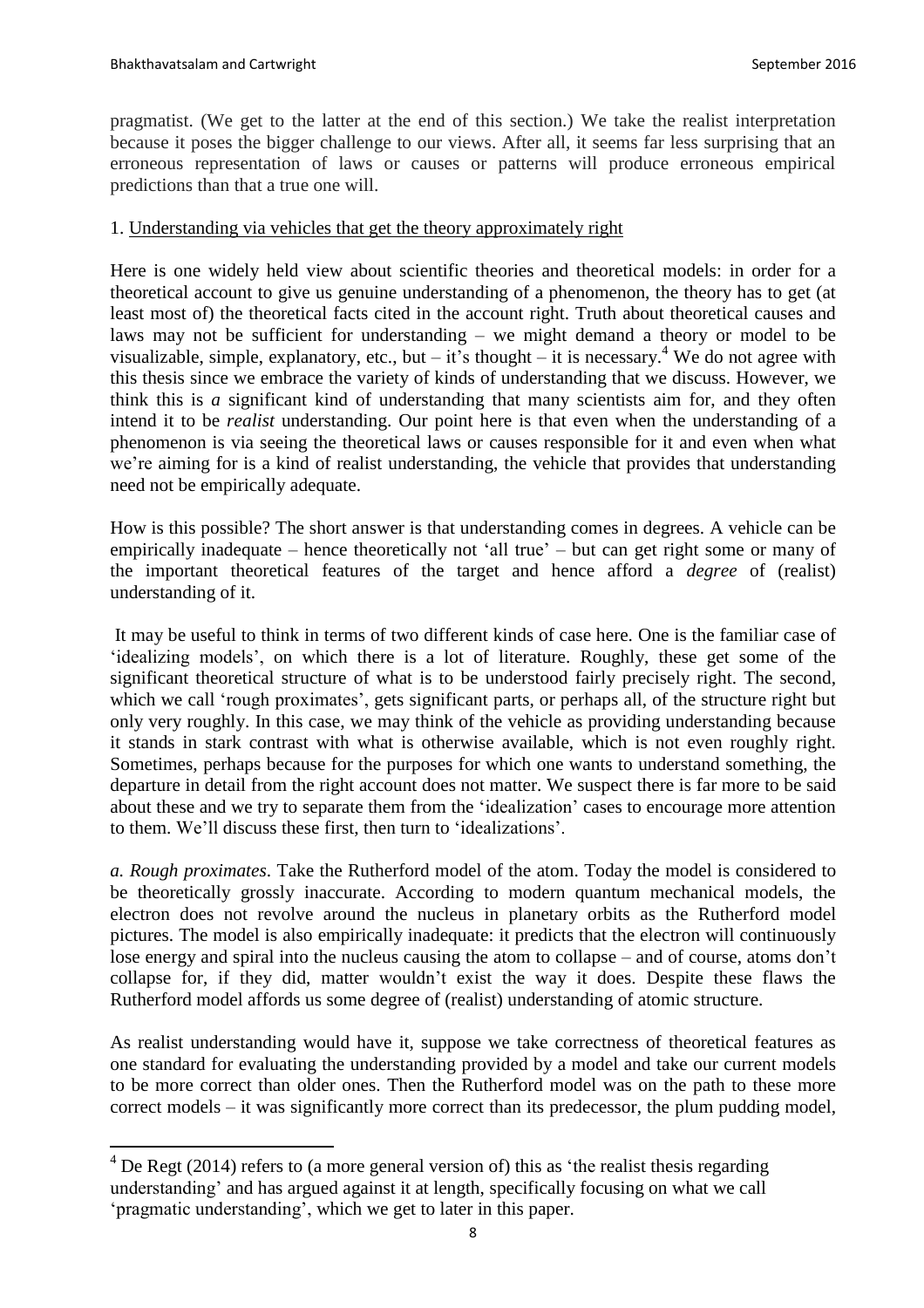pragmatist. (We get to the latter at the end of this section.) We take the realist interpretation because it poses the bigger challenge to our views. After all, it seems far less surprising that an erroneous representation of laws or causes or patterns will produce erroneous empirical predictions than that a true one will.

1. Understanding via vehicles that get the theory approximately right

Here is one widely held view about scientific theories and theoretical models: in order for a theoretical account to give us genuine understanding of a phenomenon, the theory has to get (at least most of) the theoretical facts cited in the account right. Truth about theoretical causes and laws may not be sufficient for understanding – we might demand a theory or model to be visualizable, simple, explanatory, etc., but – it's thought – it is necessary.[4] We do not agree with this thesis since we embrace the variety of kinds of understanding that we discuss. However, we think this is *a* significant kind of understanding that many scientists aim for, and they often intend it to be *realist* understanding. Our point here is that even when the understanding of a phenomenon is via seeing the theoretical laws or causes responsible for it and even when what we're aiming for is a kind of realist understanding, the vehicle that provides that understanding need not be empirically adequate.

How is this possible? The short answer is that understanding comes in degrees. A vehicle can be empirically inadequate – hence theoretically not 'all true' – but can get right some or many of the important theoretical features of the target and hence afford a *degree* of (realist) understanding of it.

It may be useful to think in terms of two different kinds of case here. One is the familiar case of 'idealizing models', on which there is a lot of literature. Roughly, these get some of the significant theoretical structure of what is to be understood fairly precisely right. The second, which we call 'rough proximates', gets significant parts, or perhaps all, of the structure right but only very roughly. In this case, we may think of the vehicle as providing understanding because it stands in stark contrast with what is otherwise available, which is not even roughly right. Sometimes, perhaps because for the purposes for which one wants to understand something, the departure in detail from the right account does not matter. We suspect there is far more to be said about these and we try to separate them from the 'idealization' cases to encourage more attention to them. We'll discuss these first, then turn to 'idealizations'.

*a. Rough proximates*. Take the Rutherford model of the atom. Today the model is considered to be theoretically grossly inaccurate. According to modern quantum mechanical models, the electron does not revolve around the nucleus in planetary orbits as the Rutherford model pictures. The model is also empirically inadequate: it predicts that the electron will continuously lose energy and spiral into the nucleus causing the atom to collapse – and of course, atoms don't collapse for, if they did, matter wouldn't exist the way it does. Despite these flaws the Rutherford model affords us some degree of (realist) understanding of atomic structure.

As realist understanding would have it, suppose we take correctness of theoretical features as one standard for evaluating the understanding provided by a model and take our current models to be more correct than older ones. Then the Rutherford model was on the path to these more correct models – it was significantly more correct than its predecessor, the plum pudding model,

[4] De Regt (2014) refers to (a more general version of) this as 'the realist thesis regarding understanding' and has argued against it at length, specifically focusing on what we call 'pragmatic understanding', which we get to later in this paper.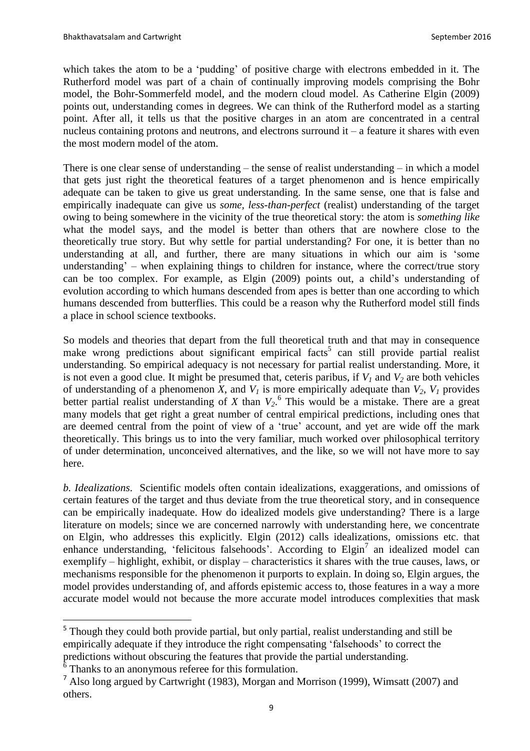which takes the atom to be a 'pudding' of positive charge with electrons embedded in it. The Rutherford model was part of a chain of continually improving models comprising the Bohr model, the Bohr-Sommerfeld model, and the modern cloud model. As Catherine Elgin (2009) points out, understanding comes in degrees. We can think of the Rutherford model as a starting point. After all, it tells us that the positive charges in an atom are concentrated in a central nucleus containing protons and neutrons, and electrons surround it – a feature it shares with even the most modern model of the atom.

There is one clear sense of understanding – the sense of realist understanding – in which a model that gets just right the theoretical features of a target phenomenon and is hence empirically adequate can be taken to give us great understanding. In the same sense, one that is false and empirically inadequate can give us *some, less-than-perfect* (realist) understanding of the target owing to being somewhere in the vicinity of the true theoretical story: the atom is *something like* what the model says, and the model is better than others that are nowhere close to the theoretically true story. But why settle for partial understanding? For one, it is better than no understanding at all, and further, there are many situations in which our aim is 'some understanding' – when explaining things to children for instance, where the correct/true story can be too complex. For example, as Elgin (2009) points out, a child's understanding of evolution according to which humans descended from apes is better than one according to which humans descended from butterflies. This could be a reason why the Rutherford model still finds a place in school science textbooks.

So models and theories that depart from the full theoretical truth and that may in consequence make wrong predictions about significant empirical facts[5] can still provide partial realist understanding. So empirical adequacy is not necessary for partial realist understanding. More, it is not even a good clue. It might be presumed that, ceteris paribus, if $V_1$ and $V_2$ are both vehicles of understanding of a phenomenon $X$, and $V_1$ is more empirically adequate than $V_2$, $V_1$ provides better partial realist understanding of $X$ than $V_2$.[6] This would be a mistake. There are a great many models that get right a great number of central empirical predictions, including ones that are deemed central from the point of view of a 'true' account, and yet are wide off the mark theoretically. This brings us to into the very familiar, much worked over philosophical territory of under determination, unconceived alternatives, and the like, so we will not have more to say here.

*b. Idealizations*. Scientific models often contain idealizations, exaggerations, and omissions of certain features of the target and thus deviate from the true theoretical story, and in consequence can be empirically inadequate. How do idealized models give understanding? There is a large literature on models; since we are concerned narrowly with understanding here, we concentrate on Elgin, who addresses this explicitly. Elgin (2012) calls idealizations, omissions etc. that enhance understanding, 'felicitous falsehoods'. According to Elgin[7] an idealized model can exemplify – highlight, exhibit, or display – characteristics it shares with the true causes, laws, or mechanisms responsible for the phenomenon it purports to explain. In doing so, Elgin argues, the model provides understanding of, and affords epistemic access to, those features in a way a more accurate model would not because the more accurate model introduces complexities that mask

---

[5] Though they could both provide partial, but only partial, realist understanding and still be empirically adequate if they introduce the right compensating 'falsehoods' to correct the predictions without obscuring the features that provide the partial understanding.

[6] Thanks to an anonymous referee for this formulation.

[7] Also long argued by Cartwright (1983), Morgan and Morrison (1999), Wimsatt (2007) and others.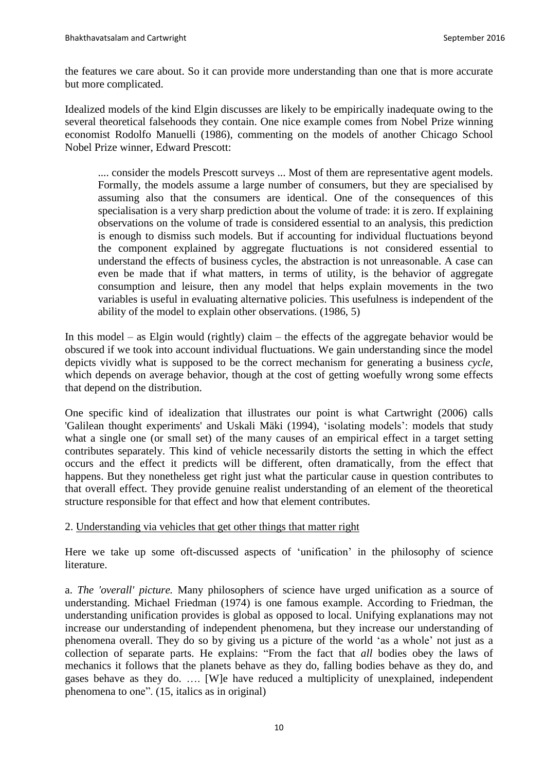the features we care about. So it can provide more understanding than one that is more accurate but more complicated.

Idealized models of the kind Elgin discusses are likely to be empirically inadequate owing to the several theoretical falsehoods they contain. One nice example comes from Nobel Prize winning economist Rodolfo Manuelli (1986), commenting on the models of another Chicago School Nobel Prize winner, Edward Prescott:

> .... consider the models Prescott surveys ... Most of them are representative agent models. Formally, the models assume a large number of consumers, but they are specialised by assuming also that the consumers are identical. One of the consequences of this specialisation is a very sharp prediction about the volume of trade: it is zero. If explaining observations on the volume of trade is considered essential to an analysis, this prediction is enough to dismiss such models. But if accounting for individual fluctuations beyond the component explained by aggregate fluctuations is not considered essential to understand the effects of business cycles, the abstraction is not unreasonable. A case can even be made that if what matters, in terms of utility, is the behavior of aggregate consumption and leisure, then any model that helps explain movements in the two variables is useful in evaluating alternative policies. This usefulness is independent of the ability of the model to explain other observations. (1986, 5)

In this model – as Elgin would (rightly) claim – the effects of the aggregate behavior would be obscured if we took into account individual fluctuations. We gain understanding since the model depicts vividly what is supposed to be the correct mechanism for generating a business *cycle*, which depends on average behavior, though at the cost of getting woefully wrong some effects that depend on the distribution.

One specific kind of idealization that illustrates our point is what Cartwright (2006) calls 'Galilean thought experiments' and Uskali Mäki (1994), 'isolating models': models that study what a single one (or small set) of the many causes of an empirical effect in a target setting contributes separately. This kind of vehicle necessarily distorts the setting in which the effect occurs and the effect it predicts will be different, often dramatically, from the effect that happens. But they nonetheless get right just what the particular cause in question contributes to that overall effect. They provide genuine realist understanding of an element of the theoretical structure responsible for that effect and how that element contributes.

## 2. Understanding via vehicles that get other things that matter right

Here we take up some oft-discussed aspects of 'unification' in the philosophy of science literature.

a. *The 'overall' picture.* Many philosophers of science have urged unification as a source of understanding. Michael Friedman (1974) is one famous example. According to Friedman, the understanding unification provides is global as opposed to local. Unifying explanations may not increase our understanding of independent phenomena, but they increase our understanding of phenomena overall. They do so by giving us a picture of the world 'as a whole' not just as a collection of separate parts. He explains: "From the fact that *all* bodies obey the laws of mechanics it follows that the planets behave as they do, falling bodies behave as they do, and gases behave as they do. …. [W]e have reduced a multiplicity of unexplained, independent phenomena to one". (15, italics as in original)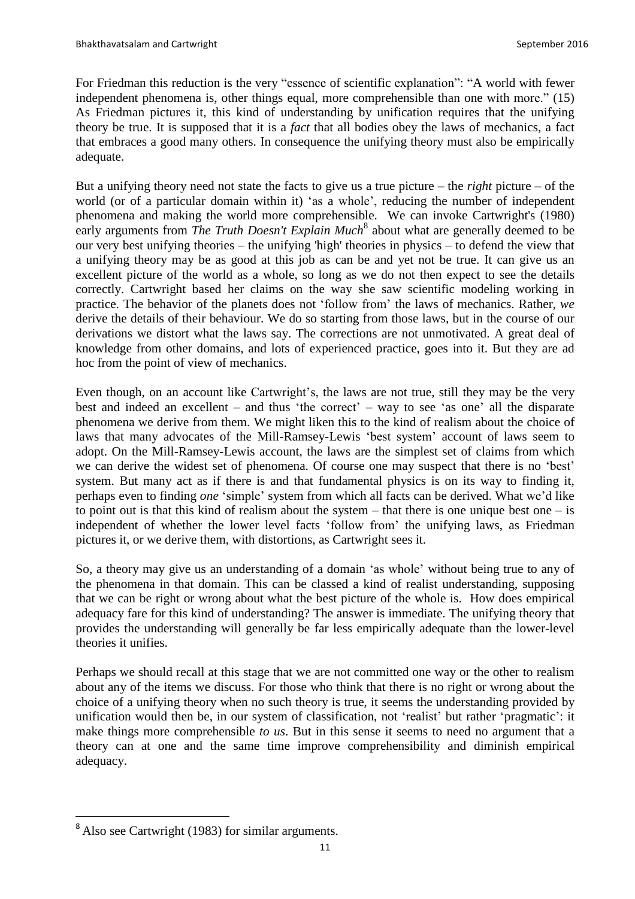For Friedman this reduction is the very "essence of scientific explanation": "A world with fewer independent phenomena is, other things equal, more comprehensible than one with more." (15) As Friedman pictures it, this kind of understanding by unification requires that the unifying theory be true. It is supposed that it is a *fact* that all bodies obey the laws of mechanics, a fact that embraces a good many others. In consequence the unifying theory must also be empirically adequate.

But a unifying theory need not state the facts to give us a true picture – the *right* picture – of the world (or of a particular domain within it) 'as a whole', reducing the number of independent phenomena and making the world more comprehensible. We can invoke Cartwright's (1980) early arguments from *The Truth Doesn't Explain Much*[8] about what are generally deemed to be our very best unifying theories – the unifying 'high' theories in physics – to defend the view that a unifying theory may be as good at this job as can be and yet not be true. It can give us an excellent picture of the world as a whole, so long as we do not then expect to see the details correctly. Cartwright based her claims on the way she saw scientific modeling working in practice. The behavior of the planets does not 'follow from' the laws of mechanics. Rather, *we* derive the details of their behaviour. We do so starting from those laws, but in the course of our derivations we distort what the laws say. The corrections are not unmotivated. A great deal of knowledge from other domains, and lots of experienced practice, goes into it. But they are ad hoc from the point of view of mechanics.

Even though, on an account like Cartwright's, the laws are not true, still they may be the very best and indeed an excellent – and thus 'the correct' – way to see 'as one' all the disparate phenomena we derive from them. We might liken this to the kind of realism about the choice of laws that many advocates of the Mill-Ramsey-Lewis 'best system' account of laws seem to adopt. On the Mill-Ramsey-Lewis account, the laws are the simplest set of claims from which we can derive the widest set of phenomena. Of course one may suspect that there is no 'best' system. But many act as if there is and that fundamental physics is on its way to finding it, perhaps even to finding *one* 'simple' system from which all facts can be derived. What we'd like to point out is that this kind of realism about the system – that there is one unique best one – is independent of whether the lower level facts 'follow from' the unifying laws, as Friedman pictures it, or we derive them, with distortions, as Cartwright sees it.

So, a theory may give us an understanding of a domain 'as whole' without being true to any of the phenomena in that domain. This can be classed a kind of realist understanding, supposing that we can be right or wrong about what the best picture of the whole is. How does empirical adequacy fare for this kind of understanding? The answer is immediate. The unifying theory that provides the understanding will generally be far less empirically adequate than the lower-level theories it unifies.

Perhaps we should recall at this stage that we are not committed one way or the other to realism about any of the items we discuss. For those who think that there is no right or wrong about the choice of a unifying theory when no such theory is true, it seems the understanding provided by unification would then be, in our system of classification, not 'realist' but rather 'pragmatic': it make things more comprehensible *to us*. But in this sense it seems to need no argument that a theory can at one and the same time improve comprehensibility and diminish empirical adequacy.

[8] Also see Cartwright (1983) for similar arguments.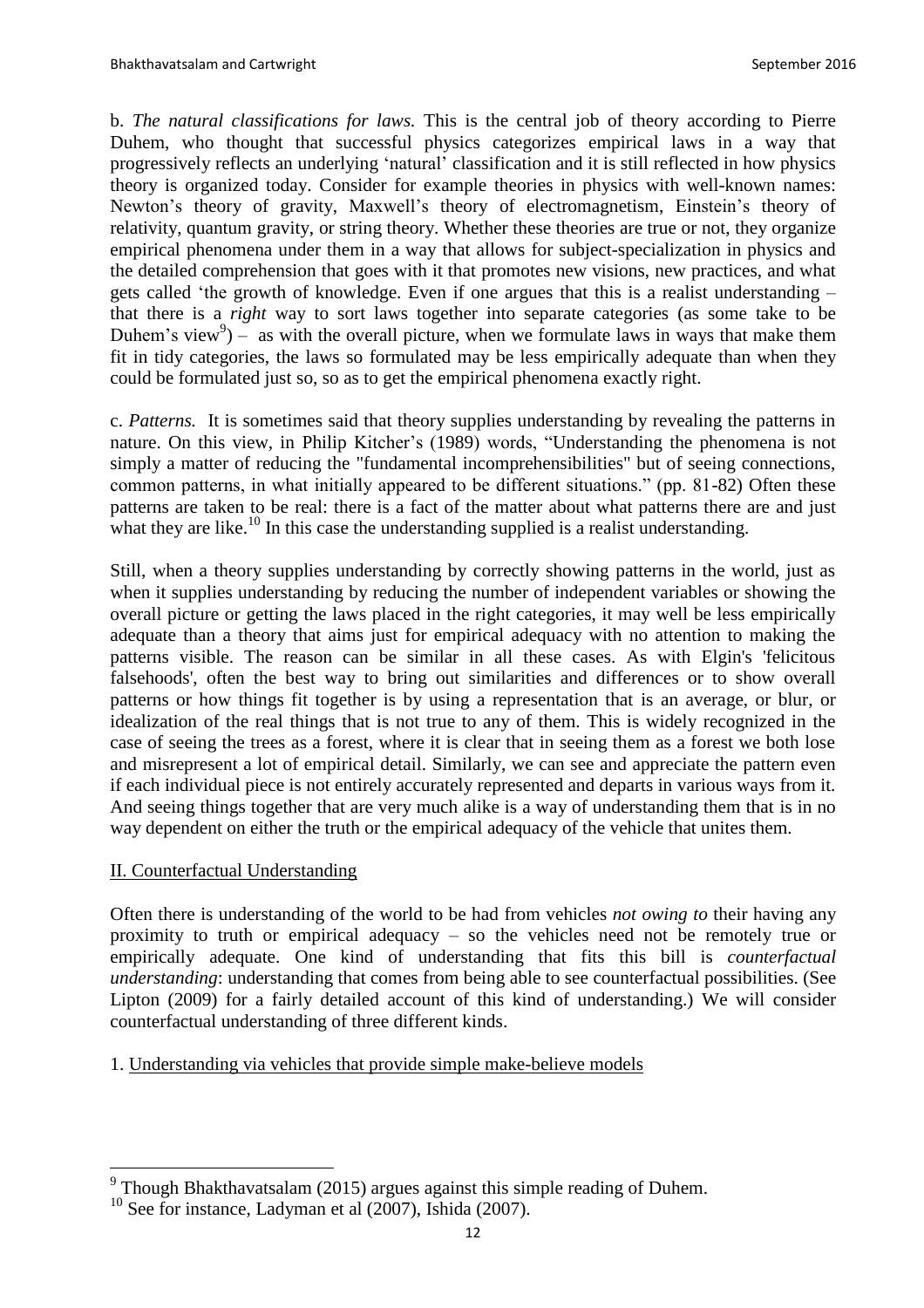b. *The natural classifications for laws.* This is the central job of theory according to Pierre Duhem, who thought that successful physics categorizes empirical laws in a way that progressively reflects an underlying 'natural' classification and it is still reflected in how physics theory is organized today. Consider for example theories in physics with well-known names: Newton's theory of gravity, Maxwell's theory of electromagnetism, Einstein's theory of relativity, quantum gravity, or string theory. Whether these theories are true or not, they organize empirical phenomena under them in a way that allows for subject-specialization in physics and the detailed comprehension that goes with it that promotes new visions, new practices, and what gets called 'the growth of knowledge. Even if one argues that this is a realist understanding – that there is a *right* way to sort laws together into separate categories (as some take to be Duhem's view[9]) – as with the overall picture, when we formulate laws in ways that make them fit in tidy categories, the laws so formulated may be less empirically adequate than when they could be formulated just so, so as to get the empirical phenomena exactly right.

c. *Patterns.* It is sometimes said that theory supplies understanding by revealing the patterns in nature. On this view, in Philip Kitcher's (1989) words, "Understanding the phenomena is not simply a matter of reducing the "fundamental incomprehensibilities" but of seeing connections, common patterns, in what initially appeared to be different situations." (pp. 81-82) Often these patterns are taken to be real: there is a fact of the matter about what patterns there are and just what they are like.[10] In this case the understanding supplied is a realist understanding.

Still, when a theory supplies understanding by correctly showing patterns in the world, just as when it supplies understanding by reducing the number of independent variables or showing the overall picture or getting the laws placed in the right categories, it may well be less empirically adequate than a theory that aims just for empirical adequacy with no attention to making the patterns visible. The reason can be similar in all these cases. As with Elgin's 'felicitous falsehoods', often the best way to bring out similarities and differences or to show overall patterns or how things fit together is by using a representation that is an average, or blur, or idealization of the real things that is not true to any of them. This is widely recognized in the case of seeing the trees as a forest, where it is clear that in seeing them as a forest we both lose and misrepresent a lot of empirical detail. Similarly, we can see and appreciate the pattern even if each individual piece is not entirely accurately represented and departs in various ways from it. And seeing things together that are very much alike is a way of understanding them that is in no way dependent on either the truth or the empirical adequacy of the vehicle that unites them.

## II. Counterfactual Understanding

Often there is understanding of the world to be had from vehicles *not owing to* their having any proximity to truth or empirical adequacy – so the vehicles need not be remotely true or empirically adequate. One kind of understanding that fits this bill is *counterfactual understanding*: understanding that comes from being able to see counterfactual possibilities. (See Lipton (2009) for a fairly detailed account of this kind of understanding.) We will consider counterfactual understanding of three different kinds.

### 1. Understanding via vehicles that provide simple make-believe models

---

[9] Though Bhakthavatsalam (2015) argues against this simple reading of Duhem.

[10] See for instance, Ladyman et al (2007), Ishida (2007).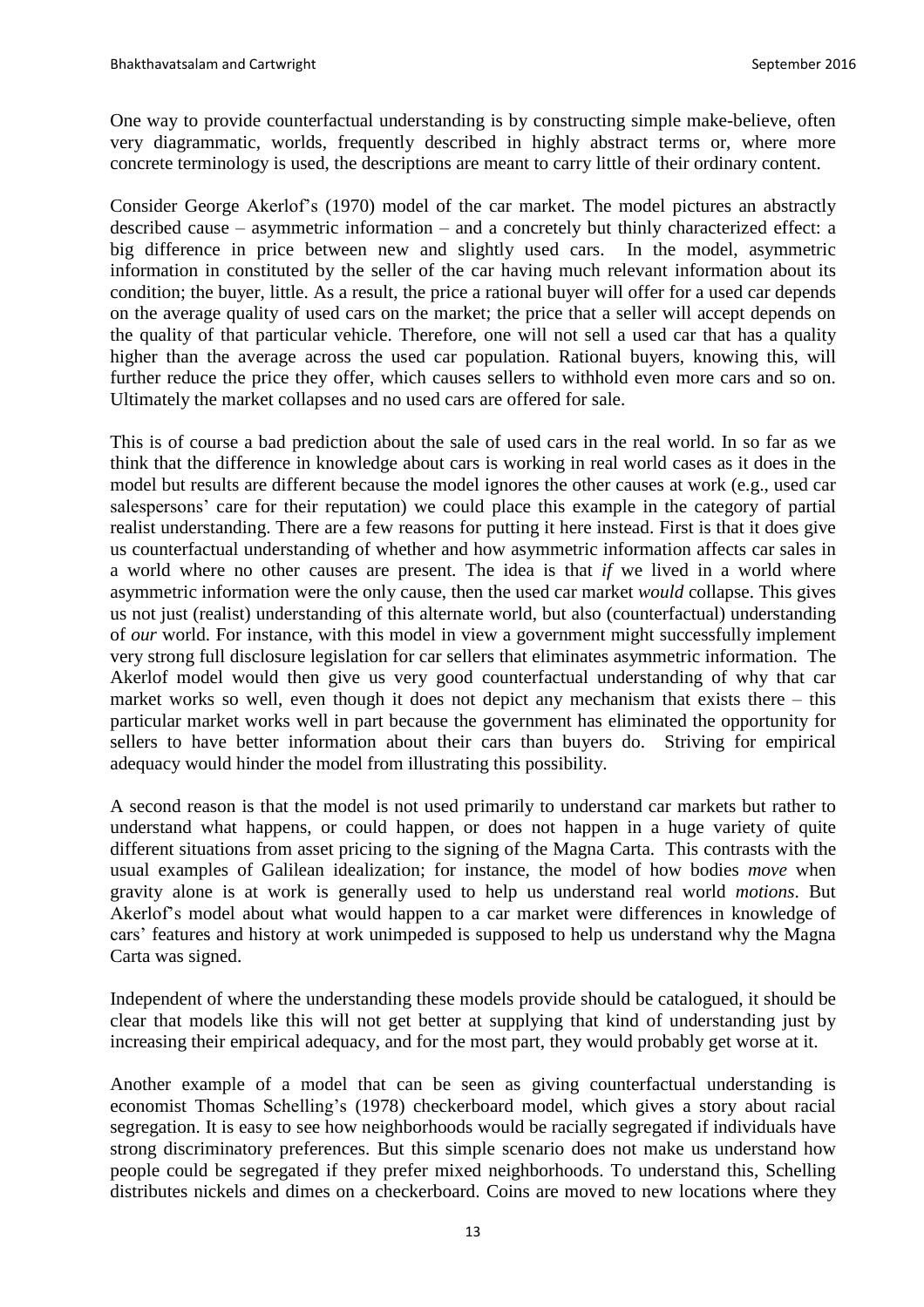One way to provide counterfactual understanding is by constructing simple make-believe, often very diagrammatic, worlds, frequently described in highly abstract terms or, where more concrete terminology is used, the descriptions are meant to carry little of their ordinary content.

Consider George Akerlof's (1970) model of the car market. The model pictures an abstractly described cause – asymmetric information – and a concretely but thinly characterized effect: a big difference in price between new and slightly used cars. In the model, asymmetric information in constituted by the seller of the car having much relevant information about its condition; the buyer, little. As a result, the price a rational buyer will offer for a used car depends on the average quality of used cars on the market; the price that a seller will accept depends on the quality of that particular vehicle. Therefore, one will not sell a used car that has a quality higher than the average across the used car population. Rational buyers, knowing this, will further reduce the price they offer, which causes sellers to withhold even more cars and so on. Ultimately the market collapses and no used cars are offered for sale.

This is of course a bad prediction about the sale of used cars in the real world. In so far as we think that the difference in knowledge about cars is working in real world cases as it does in the model but results are different because the model ignores the other causes at work (e.g., used car salespersons' care for their reputation) we could place this example in the category of partial realist understanding. There are a few reasons for putting it here instead. First is that it does give us counterfactual understanding of whether and how asymmetric information affects car sales in a world where no other causes are present. The idea is that *if* we lived in a world where asymmetric information were the only cause, then the used car market *would* collapse. This gives us not just (realist) understanding of this alternate world, but also (counterfactual) understanding of *our* world. For instance, with this model in view a government might successfully implement very strong full disclosure legislation for car sellers that eliminates asymmetric information. The Akerlof model would then give us very good counterfactual understanding of why that car market works so well, even though it does not depict any mechanism that exists there – this particular market works well in part because the government has eliminated the opportunity for sellers to have better information about their cars than buyers do. Striving for empirical adequacy would hinder the model from illustrating this possibility.

A second reason is that the model is not used primarily to understand car markets but rather to understand what happens, or could happen, or does not happen in a huge variety of quite different situations from asset pricing to the signing of the Magna Carta. This contrasts with the usual examples of Galilean idealization; for instance, the model of how bodies *move* when gravity alone is at work is generally used to help us understand real world *motions*. But Akerlof's model about what would happen to a car market were differences in knowledge of cars' features and history at work unimpeded is supposed to help us understand why the Magna Carta was signed.

Independent of where the understanding these models provide should be catalogued, it should be clear that models like this will not get better at supplying that kind of understanding just by increasing their empirical adequacy, and for the most part, they would probably get worse at it.

Another example of a model that can be seen as giving counterfactual understanding is economist Thomas Schelling's (1978) checkerboard model, which gives a story about racial segregation. It is easy to see how neighborhoods would be racially segregated if individuals have strong discriminatory preferences. But this simple scenario does not make us understand how people could be segregated if they prefer mixed neighborhoods. To understand this, Schelling distributes nickels and dimes on a checkerboard. Coins are moved to new locations where they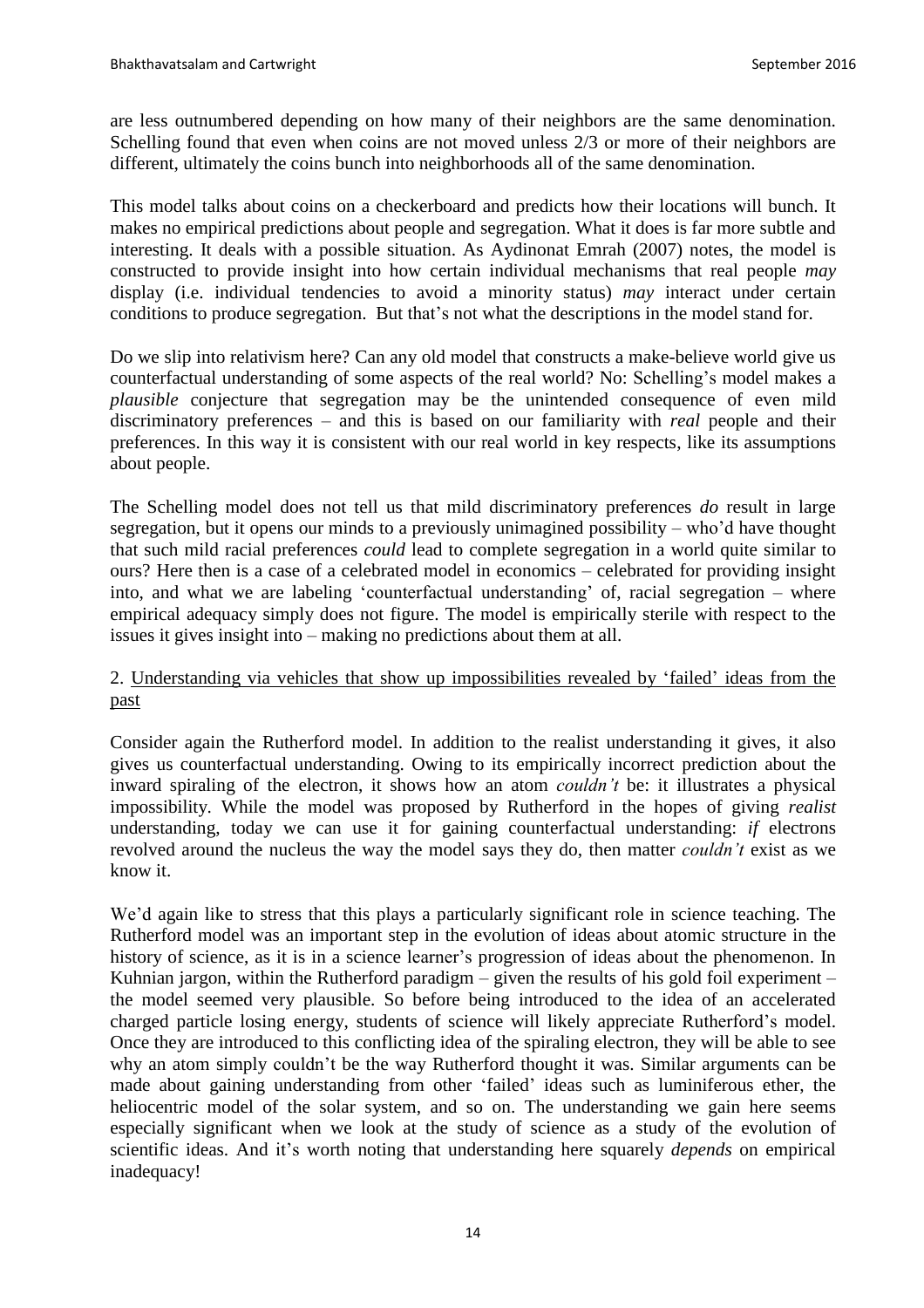are less outnumbered depending on how many of their neighbors are the same denomination. Schelling found that even when coins are not moved unless 2/3 or more of their neighbors are different, ultimately the coins bunch into neighborhoods all of the same denomination.

This model talks about coins on a checkerboard and predicts how their locations will bunch. It makes no empirical predictions about people and segregation. What it does is far more subtle and interesting. It deals with a possible situation. As Aydinonat Emrah (2007) notes, the model is constructed to provide insight into how certain individual mechanisms that real people *may* display (i.e. individual tendencies to avoid a minority status) *may* interact under certain conditions to produce segregation. But that's not what the descriptions in the model stand for.

Do we slip into relativism here? Can any old model that constructs a make-believe world give us counterfactual understanding of some aspects of the real world? No: Schelling's model makes a *plausible* conjecture that segregation may be the unintended consequence of even mild discriminatory preferences – and this is based on our familiarity with *real* people and their preferences. In this way it is consistent with our real world in key respects, like its assumptions about people.

The Schelling model does not tell us that mild discriminatory preferences *do* result in large segregation, but it opens our minds to a previously unimagined possibility – who'd have thought that such mild racial preferences *could* lead to complete segregation in a world quite similar to ours? Here then is a case of a celebrated model in economics – celebrated for providing insight into, and what we are labeling 'counterfactual understanding' of, racial segregation – where empirical adequacy simply does not figure. The model is empirically sterile with respect to the issues it gives insight into – making no predictions about them at all.

2. <u>Understanding via vehicles that show up impossibilities revealed by 'failed' ideas from the past</u>

Consider again the Rutherford model. In addition to the realist understanding it gives, it also gives us counterfactual understanding. Owing to its empirically incorrect prediction about the inward spiraling of the electron, it shows how an atom *couldn't* be: it illustrates a physical impossibility. While the model was proposed by Rutherford in the hopes of giving *realist* understanding, today we can use it for gaining counterfactual understanding: *if* electrons revolved around the nucleus the way the model says they do, then matter *couldn't* exist as we know it.

We'd again like to stress that this plays a particularly significant role in science teaching. The Rutherford model was an important step in the evolution of ideas about atomic structure in the history of science, as it is in a science learner's progression of ideas about the phenomenon. In Kuhnian jargon, within the Rutherford paradigm – given the results of his gold foil experiment – the model seemed very plausible. So before being introduced to the idea of an accelerated charged particle losing energy, students of science will likely appreciate Rutherford's model. Once they are introduced to this conflicting idea of the spiraling electron, they will be able to see why an atom simply couldn't be the way Rutherford thought it was. Similar arguments can be made about gaining understanding from other 'failed' ideas such as luminiferous ether, the heliocentric model of the solar system, and so on. The understanding we gain here seems especially significant when we look at the study of science as a study of the evolution of scientific ideas. And it's worth noting that understanding here squarely *depends* on empirical inadequacy!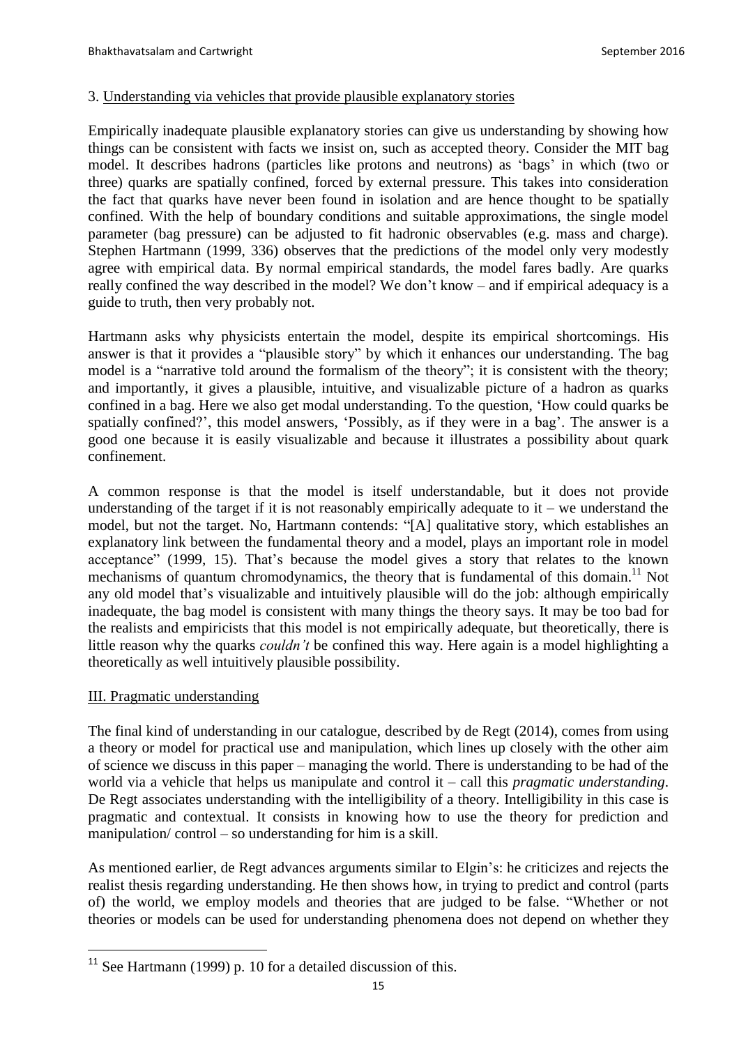### 3. Understanding via vehicles that provide plausible explanatory stories

Empirically inadequate plausible explanatory stories can give us understanding by showing how things can be consistent with facts we insist on, such as accepted theory. Consider the MIT bag model. It describes hadrons (particles like protons and neutrons) as 'bags' in which (two or three) quarks are spatially confined, forced by external pressure. This takes into consideration the fact that quarks have never been found in isolation and are hence thought to be spatially confined. With the help of boundary conditions and suitable approximations, the single model parameter (bag pressure) can be adjusted to fit hadronic observables (e.g. mass and charge). Stephen Hartmann (1999, 336) observes that the predictions of the model only very modestly agree with empirical data. By normal empirical standards, the model fares badly. Are quarks really confined the way described in the model? We don't know – and if empirical adequacy is a guide to truth, then very probably not.

Hartmann asks why physicists entertain the model, despite its empirical shortcomings. His answer is that it provides a "plausible story" by which it enhances our understanding. The bag model is a "narrative told around the formalism of the theory"; it is consistent with the theory; and importantly, it gives a plausible, intuitive, and visualizable picture of a hadron as quarks confined in a bag. Here we also get modal understanding. To the question, 'How could quarks be spatially confined?', this model answers, 'Possibly, as if they were in a bag'. The answer is a good one because it is easily visualizable and because it illustrates a possibility about quark confinement.

A common response is that the model is itself understandable, but it does not provide understanding of the target if it is not reasonably empirically adequate to it – we understand the model, but not the target. No, Hartmann contends: "[A] qualitative story, which establishes an explanatory link between the fundamental theory and a model, plays an important role in model acceptance" (1999, 15). That's because the model gives a story that relates to the known mechanisms of quantum chromodynamics, the theory that is fundamental of this domain.[11] Not any old model that's visualizable and intuitively plausible will do the job: although empirically inadequate, the bag model is consistent with many things the theory says. It may be too bad for the realists and empiricists that this model is not empirically adequate, but theoretically, there is little reason why the quarks *couldn't* be confined this way. Here again is a model highlighting a theoretically as well intuitively plausible possibility.

## III. Pragmatic understanding

The final kind of understanding in our catalogue, described by de Regt (2014), comes from using a theory or model for practical use and manipulation, which lines up closely with the other aim of science we discuss in this paper – managing the world. There is understanding to be had of the world via a vehicle that helps us manipulate and control it – call this *pragmatic understanding*. De Regt associates understanding with the intelligibility of a theory. Intelligibility in this case is pragmatic and contextual. It consists in knowing how to use the theory for prediction and manipulation/ control – so understanding for him is a skill.

As mentioned earlier, de Regt advances arguments similar to Elgin's: he criticizes and rejects the realist thesis regarding understanding. He then shows how, in trying to predict and control (parts of) the world, we employ models and theories that are judged to be false. "Whether or not theories or models can be used for understanding phenomena does not depend on whether they

---

[11] See Hartmann (1999) p. 10 for a detailed discussion of this.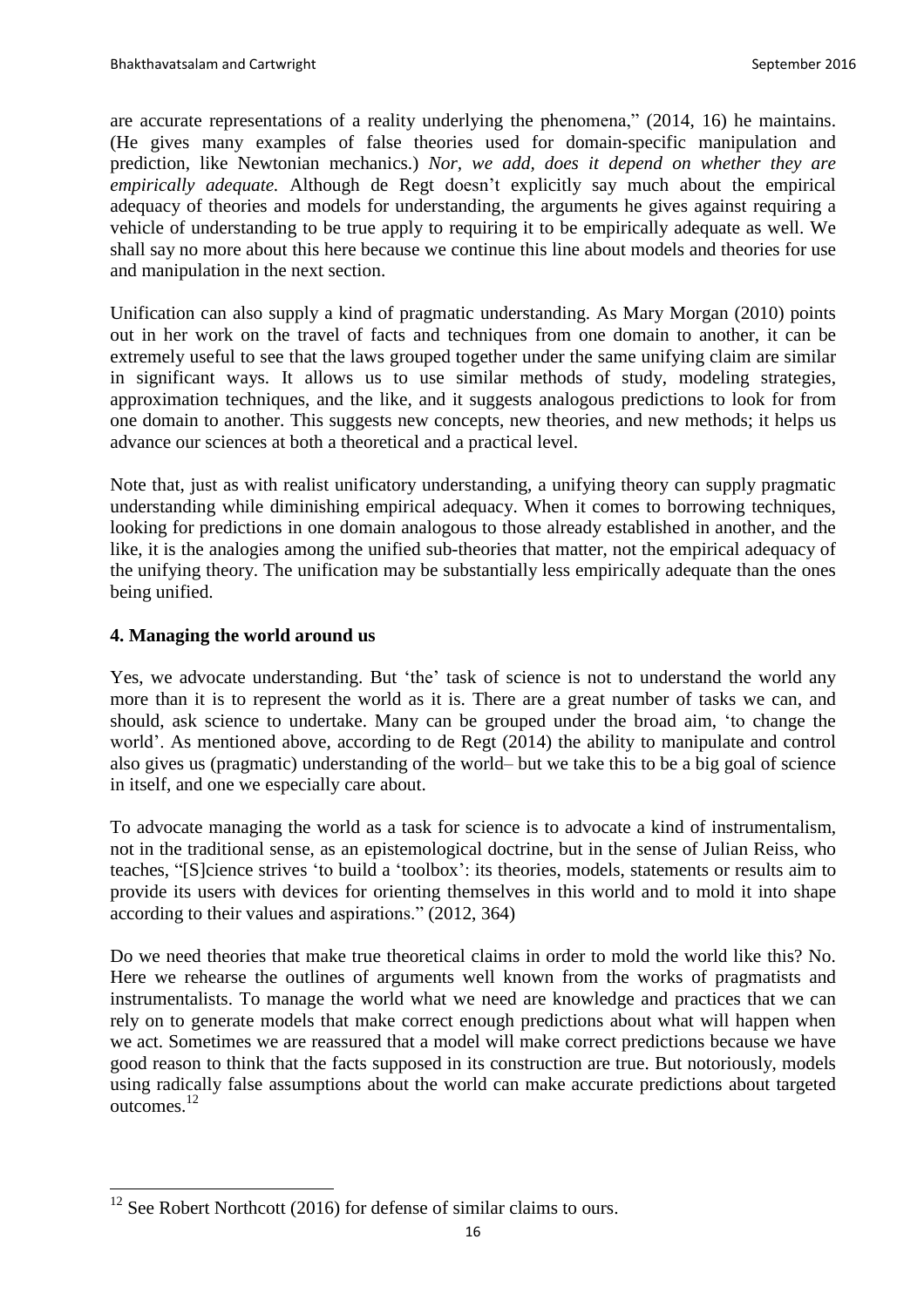are accurate representations of a reality underlying the phenomena," (2014, 16) he maintains. (He gives many examples of false theories used for domain-specific manipulation and prediction, like Newtonian mechanics.) *Nor, we add, does it depend on whether they are empirically adequate.* Although de Regt doesn't explicitly say much about the empirical adequacy of theories and models for understanding, the arguments he gives against requiring a vehicle of understanding to be true apply to requiring it to be empirically adequate as well. We shall say no more about this here because we continue this line about models and theories for use and manipulation in the next section.

Unification can also supply a kind of pragmatic understanding. As Mary Morgan (2010) points out in her work on the travel of facts and techniques from one domain to another, it can be extremely useful to see that the laws grouped together under the same unifying claim are similar in significant ways. It allows us to use similar methods of study, modeling strategies, approximation techniques, and the like, and it suggests analogous predictions to look for from one domain to another. This suggests new concepts, new theories, and new methods; it helps us advance our sciences at both a theoretical and a practical level.

Note that, just as with realist unificatory understanding, a unifying theory can supply pragmatic understanding while diminishing empirical adequacy. When it comes to borrowing techniques, looking for predictions in one domain analogous to those already established in another, and the like, it is the analogies among the unified sub-theories that matter, not the empirical adequacy of the unifying theory. The unification may be substantially less empirically adequate than the ones being unified.

## 4. Managing the world around us

Yes, we advocate understanding. But 'the' task of science is not to understand the world any more than it is to represent the world as it is. There are a great number of tasks we can, and should, ask science to undertake. Many can be grouped under the broad aim, 'to change the world'. As mentioned above, according to de Regt (2014) the ability to manipulate and control also gives us (pragmatic) understanding of the world– but we take this to be a big goal of science in itself, and one we especially care about.

To advocate managing the world as a task for science is to advocate a kind of instrumentalism, not in the traditional sense, as an epistemological doctrine, but in the sense of Julian Reiss, who teaches, "[S]cience strives 'to build a 'toolbox': its theories, models, statements or results aim to provide its users with devices for orienting themselves in this world and to mold it into shape according to their values and aspirations." (2012, 364)

Do we need theories that make true theoretical claims in order to mold the world like this? No. Here we rehearse the outlines of arguments well known from the works of pragmatists and instrumentalists. To manage the world what we need are knowledge and practices that we can rely on to generate models that make correct enough predictions about what will happen when we act. Sometimes we are reassured that a model will make correct predictions because we have good reason to think that the facts supposed in its construction are true. But notoriously, models using radically false assumptions about the world can make accurate predictions about targeted outcomes.[12]

[12] See Robert Northcott (2016) for defense of similar claims to ours.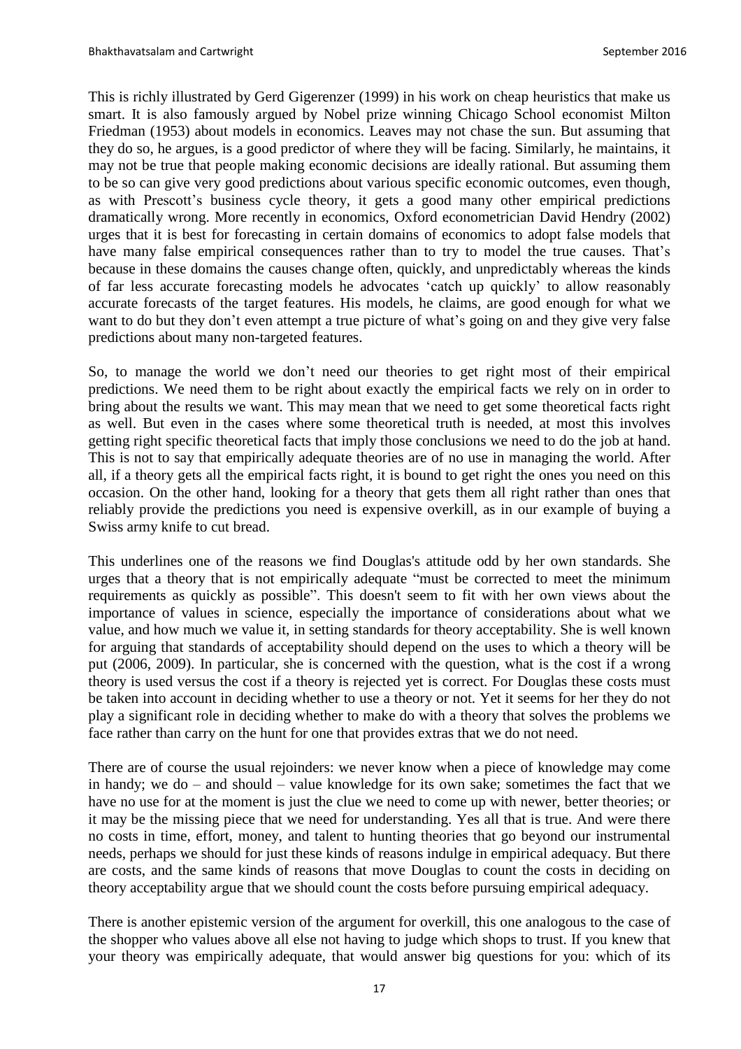This is richly illustrated by Gerd Gigerenzer (1999) in his work on cheap heuristics that make us smart. It is also famously argued by Nobel prize winning Chicago School economist Milton Friedman (1953) about models in economics. Leaves may not chase the sun. But assuming that they do so, he argues, is a good predictor of where they will be facing. Similarly, he maintains, it may not be true that people making economic decisions are ideally rational. But assuming them to be so can give very good predictions about various specific economic outcomes, even though, as with Prescott's business cycle theory, it gets a good many other empirical predictions dramatically wrong. More recently in economics, Oxford econometrician David Hendry (2002) urges that it is best for forecasting in certain domains of economics to adopt false models that have many false empirical consequences rather than to try to model the true causes. That's because in these domains the causes change often, quickly, and unpredictably whereas the kinds of far less accurate forecasting models he advocates 'catch up quickly' to allow reasonably accurate forecasts of the target features. His models, he claims, are good enough for what we want to do but they don't even attempt a true picture of what's going on and they give very false predictions about many non-targeted features.

So, to manage the world we don't need our theories to get right most of their empirical predictions. We need them to be right about exactly the empirical facts we rely on in order to bring about the results we want. This may mean that we need to get some theoretical facts right as well. But even in the cases where some theoretical truth is needed, at most this involves getting right specific theoretical facts that imply those conclusions we need to do the job at hand. This is not to say that empirically adequate theories are of no use in managing the world. After all, if a theory gets all the empirical facts right, it is bound to get right the ones you need on this occasion. On the other hand, looking for a theory that gets them all right rather than ones that reliably provide the predictions you need is expensive overkill, as in our example of buying a Swiss army knife to cut bread.

This underlines one of the reasons we find Douglas's attitude odd by her own standards. She urges that a theory that is not empirically adequate "must be corrected to meet the minimum requirements as quickly as possible". This doesn't seem to fit with her own views about the importance of values in science, especially the importance of considerations about what we value, and how much we value it, in setting standards for theory acceptability. She is well known for arguing that standards of acceptability should depend on the uses to which a theory will be put (2006, 2009). In particular, she is concerned with the question, what is the cost if a wrong theory is used versus the cost if a theory is rejected yet is correct. For Douglas these costs must be taken into account in deciding whether to use a theory or not. Yet it seems for her they do not play a significant role in deciding whether to make do with a theory that solves the problems we face rather than carry on the hunt for one that provides extras that we do not need.

There are of course the usual rejoinders: we never know when a piece of knowledge may come in handy; we do – and should – value knowledge for its own sake; sometimes the fact that we have no use for at the moment is just the clue we need to come up with newer, better theories; or it may be the missing piece that we need for understanding. Yes all that is true. And were there no costs in time, effort, money, and talent to hunting theories that go beyond our instrumental needs, perhaps we should for just these kinds of reasons indulge in empirical adequacy. But there are costs, and the same kinds of reasons that move Douglas to count the costs in deciding on theory acceptability argue that we should count the costs before pursuing empirical adequacy.

There is another epistemic version of the argument for overkill, this one analogous to the case of the shopper who values above all else not having to judge which shops to trust. If you knew that your theory was empirically adequate, that would answer big questions for you: which of its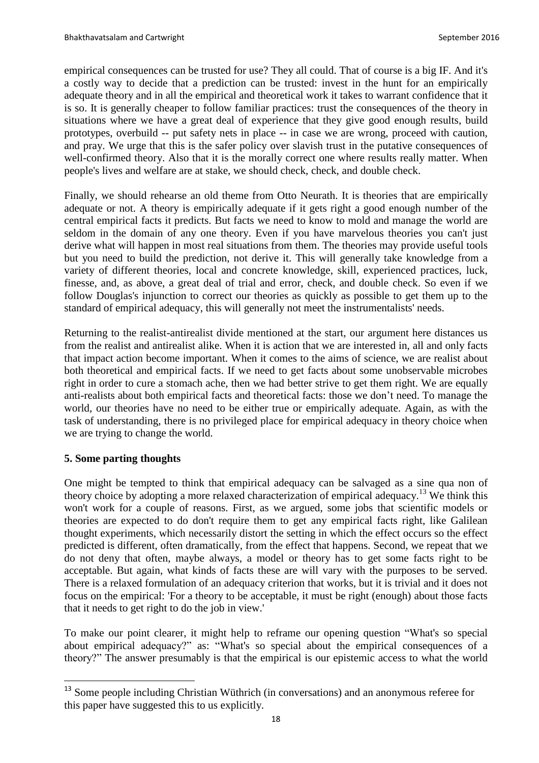empirical consequences can be trusted for use? They all could. That of course is a big IF. And it's a costly way to decide that a prediction can be trusted: invest in the hunt for an empirically adequate theory and in all the empirical and theoretical work it takes to warrant confidence that it is so. It is generally cheaper to follow familiar practices: trust the consequences of the theory in situations where we have a great deal of experience that they give good enough results, build prototypes, overbuild -- put safety nets in place -- in case we are wrong, proceed with caution, and pray. We urge that this is the safer policy over slavish trust in the putative consequences of well-confirmed theory. Also that it is the morally correct one where results really matter. When people's lives and welfare are at stake, we should check, check, and double check.

Finally, we should rehearse an old theme from Otto Neurath. It is theories that are empirically adequate or not. A theory is empirically adequate if it gets right a good enough number of the central empirical facts it predicts. But facts we need to know to mold and manage the world are seldom in the domain of any one theory. Even if you have marvelous theories you can't just derive what will happen in most real situations from them. The theories may provide useful tools but you need to build the prediction, not derive it. This will generally take knowledge from a variety of different theories, local and concrete knowledge, skill, experienced practices, luck, finesse, and, as above, a great deal of trial and error, check, and double check. So even if we follow Douglas's injunction to correct our theories as quickly as possible to get them up to the standard of empirical adequacy, this will generally not meet the instrumentalists' needs.

Returning to the realist-antirealist divide mentioned at the start, our argument here distances us from the realist and antirealist alike. When it is action that we are interested in, all and only facts that impact action become important. When it comes to the aims of science, we are realist about both theoretical and empirical facts. If we need to get facts about some unobservable microbes right in order to cure a stomach ache, then we had better strive to get them right. We are equally anti-realists about both empirical facts and theoretical facts: those we don't need. To manage the world, our theories have no need to be either true or empirically adequate. Again, as with the task of understanding, there is no privileged place for empirical adequacy in theory choice when we are trying to change the world.

## 5. Some parting thoughts

One might be tempted to think that empirical adequacy can be salvaged as a sine qua non of theory choice by adopting a more relaxed characterization of empirical adequacy.[13] We think this won't work for a couple of reasons. First, as we argued, some jobs that scientific models or theories are expected to do don't require them to get any empirical facts right, like Galilean thought experiments, which necessarily distort the setting in which the effect occurs so the effect predicted is different, often dramatically, from the effect that happens. Second, we repeat that we do not deny that often, maybe always, a model or theory has to get some facts right to be acceptable. But again, what kinds of facts these are will vary with the purposes to be served. There is a relaxed formulation of an adequacy criterion that works, but it is trivial and it does not focus on the empirical: 'For a theory to be acceptable, it must be right (enough) about those facts that it needs to get right to do the job in view.'

To make our point clearer, it might help to reframe our opening question "What's so special about empirical adequacy?" as: "What's so special about the empirical consequences of a theory?" The answer presumably is that the empirical is our epistemic access to what the world

---

[13] Some people including Christian Wüthrich (in conversations) and an anonymous referee for this paper have suggested this to us explicitly.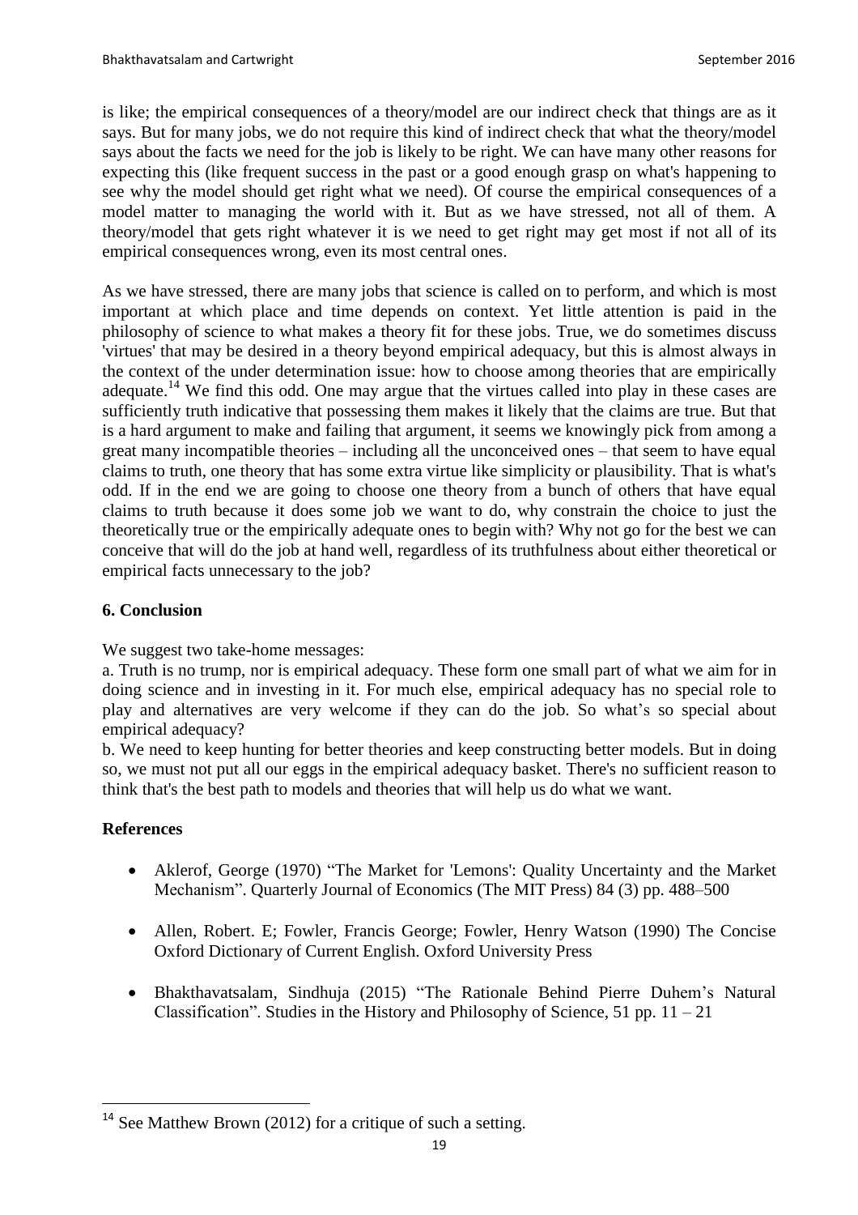is like; the empirical consequences of a theory/model are our indirect check that things are as it says. But for many jobs, we do not require this kind of indirect check that what the theory/model says about the facts we need for the job is likely to be right. We can have many other reasons for expecting this (like frequent success in the past or a good enough grasp on what's happening to see why the model should get right what we need). Of course the empirical consequences of a model matter to managing the world with it. But as we have stressed, not all of them. A theory/model that gets right whatever it is we need to get right may get most if not all of its empirical consequences wrong, even its most central ones.

As we have stressed, there are many jobs that science is called on to perform, and which is most important at which place and time depends on context. Yet little attention is paid in the philosophy of science to what makes a theory fit for these jobs. True, we do sometimes discuss 'virtues' that may be desired in a theory beyond empirical adequacy, but this is almost always in the context of the under determination issue: how to choose among theories that are empirically adequate.[14] We find this odd. One may argue that the virtues called into play in these cases are sufficiently truth indicative that possessing them makes it likely that the claims are true. But that is a hard argument to make and failing that argument, it seems we knowingly pick from among a great many incompatible theories – including all the unconceived ones – that seem to have equal claims to truth, one theory that has some extra virtue like simplicity or plausibility. That is what's odd. If in the end we are going to choose one theory from a bunch of others that have equal claims to truth because it does some job we want to do, why constrain the choice to just the theoretically true or the empirically adequate ones to begin with? Why not go for the best we can conceive that will do the job at hand well, regardless of its truthfulness about either theoretical or empirical facts unnecessary to the job?

## 6. Conclusion

We suggest two take-home messages:

a. Truth is no trump, nor is empirical adequacy. These form one small part of what we aim for in doing science and in investing in it. For much else, empirical adequacy has no special role to play and alternatives are very welcome if they can do the job. So what's so special about empirical adequacy?

b. We need to keep hunting for better theories and keep constructing better models. But in doing so, we must not put all our eggs in the empirical adequacy basket. There's no sufficient reason to think that's the best path to models and theories that will help us do what we want.

## References

- Aklerof, George (1970) "The Market for 'Lemons': Quality Uncertainty and the Market Mechanism". Quarterly Journal of Economics (The MIT Press) 84 (3) pp. 488–500
- Allen, Robert. E; Fowler, Francis George; Fowler, Henry Watson (1990) The Concise Oxford Dictionary of Current English. Oxford University Press
- Bhakthavatsalam, Sindhuja (2015) "The Rationale Behind Pierre Duhem's Natural Classification". Studies in the History and Philosophy of Science, 51 pp. 11 – 21

[14] See Matthew Brown (2012) for a critique of such a setting.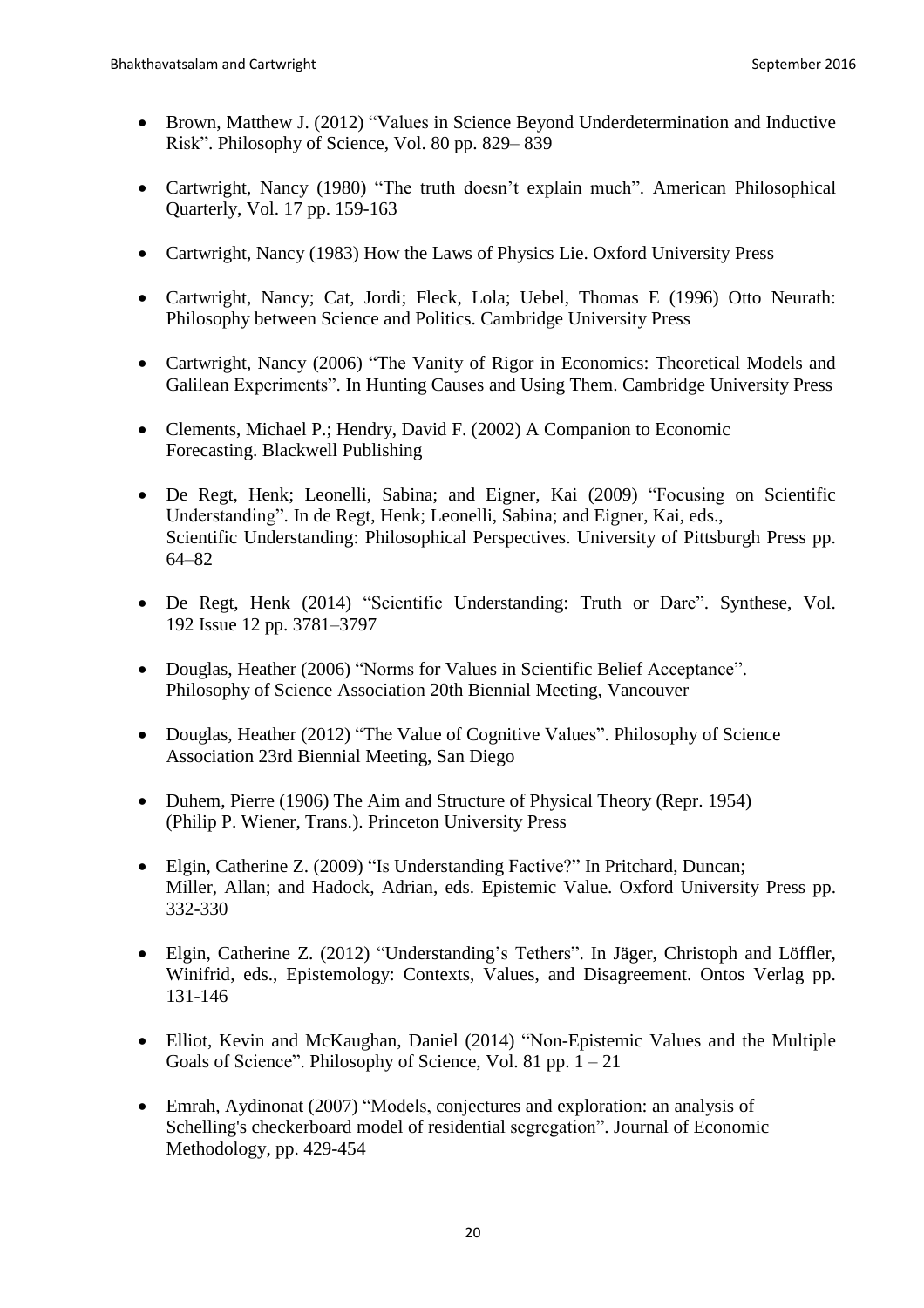- Brown, Matthew J. (2012) “Values in Science Beyond Underdetermination and Inductive Risk”. Philosophy of Science, Vol. 80 pp. 829– 839

- Cartwright, Nancy (1980) “The truth doesn’t explain much”. American Philosophical Quarterly, Vol. 17 pp. 159-163

- Cartwright, Nancy (1983) How the Laws of Physics Lie. Oxford University Press

- Cartwright, Nancy; Cat, Jordi; Fleck, Lola; Uebel, Thomas E (1996) Otto Neurath: Philosophy between Science and Politics. Cambridge University Press

- Cartwright, Nancy (2006) “The Vanity of Rigor in Economics: Theoretical Models and Galilean Experiments”. In Hunting Causes and Using Them. Cambridge University Press

- Clements, Michael P.; Hendry, David F. (2002) A Companion to Economic Forecasting. Blackwell Publishing

- De Regt, Henk; Leonelli, Sabina; and Eigner, Kai (2009) “Focusing on Scientific Understanding”. In de Regt, Henk; Leonelli, Sabina; and Eigner, Kai, eds., Scientific Understanding: Philosophical Perspectives. University of Pittsburgh Press pp. 64–82

- De Regt, Henk (2014) “Scientific Understanding: Truth or Dare”. Synthese, Vol. 192 Issue 12 pp. 3781–3797

- Douglas, Heather (2006) “Norms for Values in Scientific Belief Acceptance”. Philosophy of Science Association 20th Biennial Meeting, Vancouver

- Douglas, Heather (2012) “The Value of Cognitive Values”. Philosophy of Science Association 23rd Biennial Meeting, San Diego

- Duhem, Pierre (1906) The Aim and Structure of Physical Theory (Repr. 1954) (Philip P. Wiener, Trans.). Princeton University Press

- Elgin, Catherine Z. (2009) “Is Understanding Factive?” In Pritchard, Duncan; Miller, Allan; and Hadock, Adrian, eds. Epistemic Value. Oxford University Press pp. 332-330

- Elgin, Catherine Z. (2012) “Understanding’s Tethers”. In Jäger, Christoph and Löffler, Winifrid, eds., Epistemology: Contexts, Values, and Disagreement. Ontos Verlag pp. 131-146

- Elliot, Kevin and McKaughan, Daniel (2014) “Non-Epistemic Values and the Multiple Goals of Science”. Philosophy of Science, Vol. 81 pp. 1 – 21

- Emrah, Aydinonat (2007) “Models, conjectures and exploration: an analysis of Schelling's checkerboard model of residential segregation”. Journal of Economic Methodology, pp. 429-454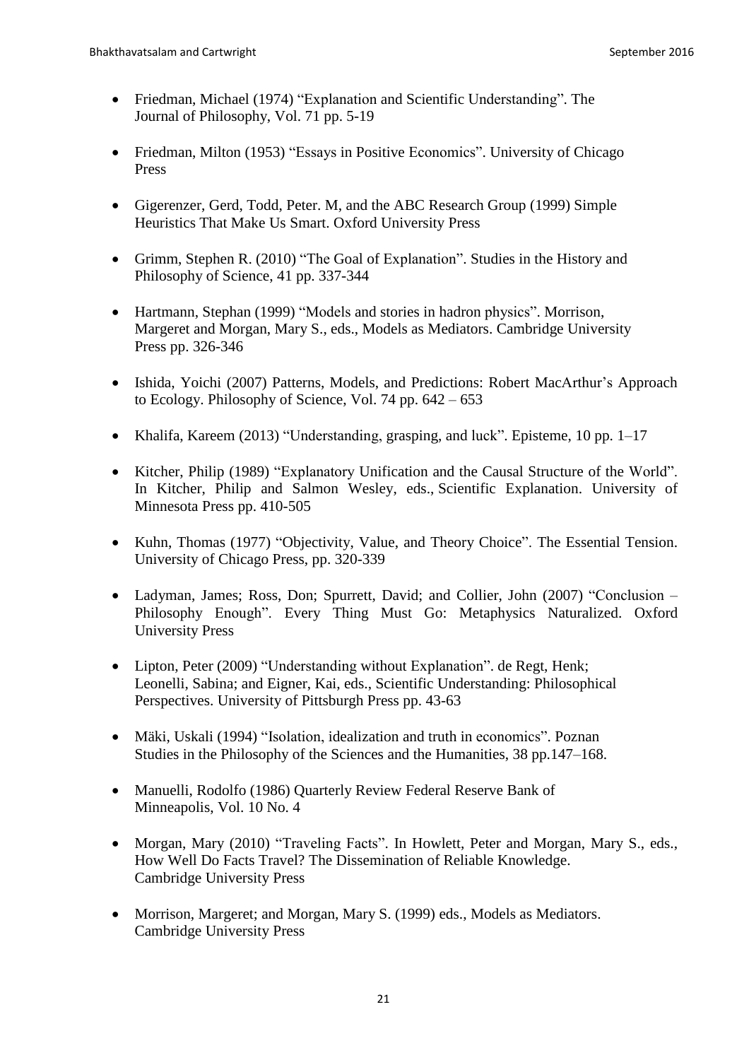- Friedman, Michael (1974) "Explanation and Scientific Understanding". The Journal of Philosophy, Vol. 71 pp. 5-19

- Friedman, Milton (1953) "Essays in Positive Economics". University of Chicago Press

- Gigerenzer, Gerd, Todd, Peter. M, and the ABC Research Group (1999) Simple Heuristics That Make Us Smart. Oxford University Press

- Grimm, Stephen R. (2010) "The Goal of Explanation". Studies in the History and Philosophy of Science, 41 pp. 337-344

- Hartmann, Stephan (1999) "Models and stories in hadron physics". Morrison, Margeret and Morgan, Mary S., eds., Models as Mediators. Cambridge University Press pp. 326-346

- Ishida, Yoichi (2007) Patterns, Models, and Predictions: Robert MacArthur's Approach to Ecology. Philosophy of Science, Vol. 74 pp. 642 – 653

- Khalifa, Kareem (2013) "Understanding, grasping, and luck". Episteme, 10 pp. 1–17

- Kitcher, Philip (1989) "Explanatory Unification and the Causal Structure of the World". In Kitcher, Philip and Salmon Wesley, eds., Scientific Explanation. University of Minnesota Press pp. 410-505

- Kuhn, Thomas (1977) "Objectivity, Value, and Theory Choice". The Essential Tension. University of Chicago Press, pp. 320-339

- Ladyman, James; Ross, Don; Spurrett, David; and Collier, John (2007) "Conclusion – Philosophy Enough". Every Thing Must Go: Metaphysics Naturalized. Oxford University Press

- Lipton, Peter (2009) "Understanding without Explanation". de Regt, Henk; Leonelli, Sabina; and Eigner, Kai, eds., Scientific Understanding: Philosophical Perspectives. University of Pittsburgh Press pp. 43-63

- Mäki, Uskali (1994) "Isolation, idealization and truth in economics". Poznan Studies in the Philosophy of the Sciences and the Humanities, 38 pp.147–168.

- Manuelli, Rodolfo (1986) Quarterly Review Federal Reserve Bank of Minneapolis, Vol. 10 No. 4

- Morgan, Mary (2010) "Traveling Facts". In Howlett, Peter and Morgan, Mary S., eds., How Well Do Facts Travel? The Dissemination of Reliable Knowledge. Cambridge University Press

- Morrison, Margeret; and Morgan, Mary S. (1999) eds., Models as Mediators. Cambridge University Press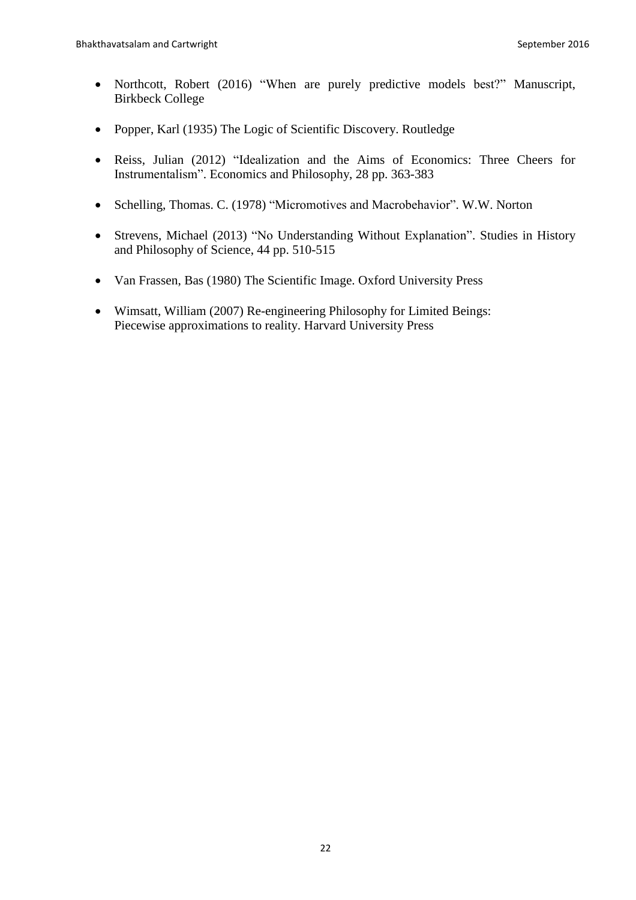- Northcott, Robert (2016) "When are purely predictive models best?" Manuscript, Birkbeck College

- Popper, Karl (1935) The Logic of Scientific Discovery. Routledge

- Reiss, Julian (2012) "Idealization and the Aims of Economics: Three Cheers for Instrumentalism". Economics and Philosophy, 28 pp. 363-383

- Schelling, Thomas. C. (1978) "Micromotives and Macrobehavior". W.W. Norton

- Strevens, Michael (2013) "No Understanding Without Explanation". Studies in History and Philosophy of Science, 44 pp. 510-515

- Van Frassen, Bas (1980) The Scientific Image. Oxford University Press

- Wimsatt, William (2007) Re-engineering Philosophy for Limited Beings: Piecewise approximations to reality. Harvard University Press